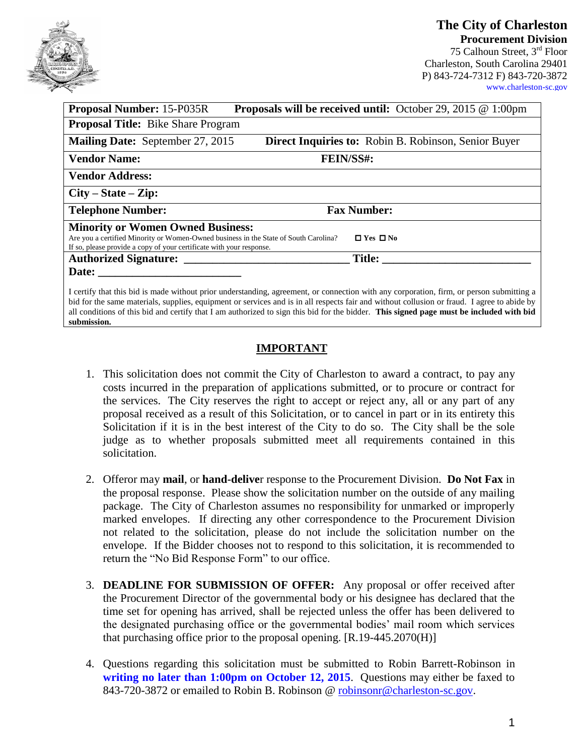**The City of Charleston**
**Procurement Division**
75 Calhoun Street, 3rd Floor
Charleston, South Carolina 29401
P) 843-724-7312 F) 843-720-3872
www.charleston-sc.gov

| | |
|---|---|
| **Proposal Number:** 15-P035R | **Proposals will be received until:** October 29, 2015 @ 1:00pm |
| **Proposal Title:** Bike Share Program | |
| **Mailing Date:** September 27, 2015 | **Direct Inquiries to:** Robin B. Robinson, Senior Buyer |
| **Vendor Name:** | **FEIN/SS#:** |
| **Vendor Address:** | |
| **City – State – Zip:** | |
| **Telephone Number:** | **Fax Number:** |
| **Minority or Women Owned Business:** Are you a certified Minority or Women-Owned business in the State of South Carolina? If so, please provide a copy of your certificate with your response. | ☐ Yes ☐ No |
| **Authorized Signature:** ____________________________ | **Title:** _________________________ |
| **Date:** ________________________ | |

I certify that this bid is made without prior understanding, agreement, or connection with any corporation, firm, or person submitting a bid for the same materials, supplies, equipment or services and is in all respects fair and without collusion or fraud. I agree to abide by all conditions of this bid and certify that I am authorized to sign this bid for the bidder. **This signed page must be included with bid submission.**

## IMPORTANT

1. This solicitation does not commit the City of Charleston to award a contract, to pay any costs incurred in the preparation of applications submitted, or to procure or contract for the services. The City reserves the right to accept or reject any, all or any part of any proposal received as a result of this Solicitation, or to cancel in part or in its entirety this Solicitation if it is in the best interest of the City to do so. The City shall be the sole judge as to whether proposals submitted meet all requirements contained in this solicitation.

2. Offeror may **mail**, or **hand-delive**r response to the Procurement Division. **Do Not Fax** in the proposal response. Please show the solicitation number on the outside of any mailing package. The City of Charleston assumes no responsibility for unmarked or improperly marked envelopes. If directing any other correspondence to the Procurement Division not related to the solicitation, please do not include the solicitation number on the envelope. If the Bidder chooses not to respond to this solicitation, it is recommended to return the "No Bid Response Form" to our office.

3. **DEADLINE FOR SUBMISSION OF OFFER:** Any proposal or offer received after the Procurement Director of the governmental body or his designee has declared that the time set for opening has arrived, shall be rejected unless the offer has been delivered to the designated purchasing office or the governmental bodies' mail room which services that purchasing office prior to the proposal opening. [R.19-445.2070(H)]

4. Questions regarding this solicitation must be submitted to Robin Barrett-Robinson in **writing no later than 1:00pm on October 12, 2015**. Questions may either be faxed to 843-720-3872 or emailed to Robin B. Robinson @ robinsonr@charleston-sc.gov.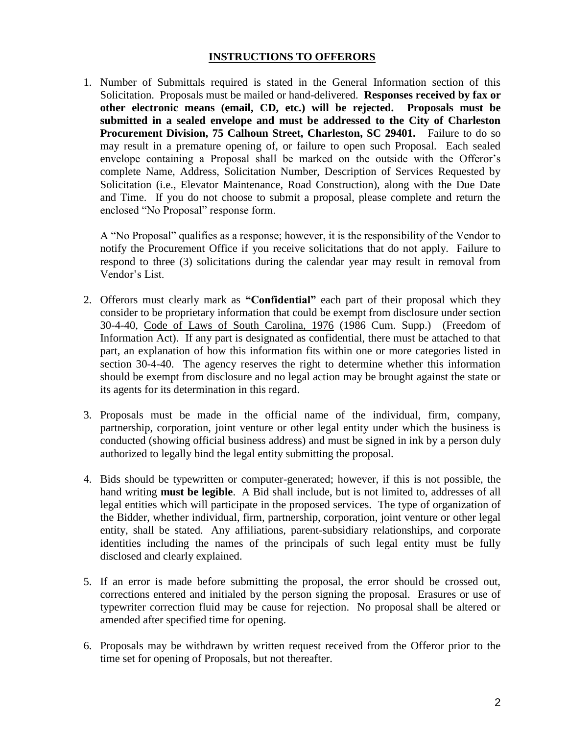## INSTRUCTIONS TO OFFERORS

1. Number of Submittals required is stated in the General Information section of this Solicitation. Proposals must be mailed or hand-delivered. **Responses received by fax or other electronic means (email, CD, etc.) will be rejected. Proposals must be submitted in a sealed envelope and must be addressed to the City of Charleston Procurement Division, 75 Calhoun Street, Charleston, SC 29401.** Failure to do so may result in a premature opening of, or failure to open such Proposal. Each sealed envelope containing a Proposal shall be marked on the outside with the Offeror's complete Name, Address, Solicitation Number, Description of Services Requested by Solicitation (i.e., Elevator Maintenance, Road Construction), along with the Due Date and Time. If you do not choose to submit a proposal, please complete and return the enclosed "No Proposal" response form.

   A "No Proposal" qualifies as a response; however, it is the responsibility of the Vendor to notify the Procurement Office if you receive solicitations that do not apply. Failure to respond to three (3) solicitations during the calendar year may result in removal from Vendor's List.

2. Offerors must clearly mark as **"Confidential"** each part of their proposal which they consider to be proprietary information that could be exempt from disclosure under section 30-4-40, Code of Laws of South Carolina, 1976 (1986 Cum. Supp.) (Freedom of Information Act). If any part is designated as confidential, there must be attached to that part, an explanation of how this information fits within one or more categories listed in section 30-4-40. The agency reserves the right to determine whether this information should be exempt from disclosure and no legal action may be brought against the state or its agents for its determination in this regard.

3. Proposals must be made in the official name of the individual, firm, company, partnership, corporation, joint venture or other legal entity under which the business is conducted (showing official business address) and must be signed in ink by a person duly authorized to legally bind the legal entity submitting the proposal.

4. Bids should be typewritten or computer-generated; however, if this is not possible, the hand writing **must be legible**. A Bid shall include, but is not limited to, addresses of all legal entities which will participate in the proposed services. The type of organization of the Bidder, whether individual, firm, partnership, corporation, joint venture or other legal entity, shall be stated. Any affiliations, parent-subsidiary relationships, and corporate identities including the names of the principals of such legal entity must be fully disclosed and clearly explained.

5. If an error is made before submitting the proposal, the error should be crossed out, corrections entered and initialed by the person signing the proposal. Erasures or use of typewriter correction fluid may be cause for rejection. No proposal shall be altered or amended after specified time for opening.

6. Proposals may be withdrawn by written request received from the Offeror prior to the time set for opening of Proposals, but not thereafter.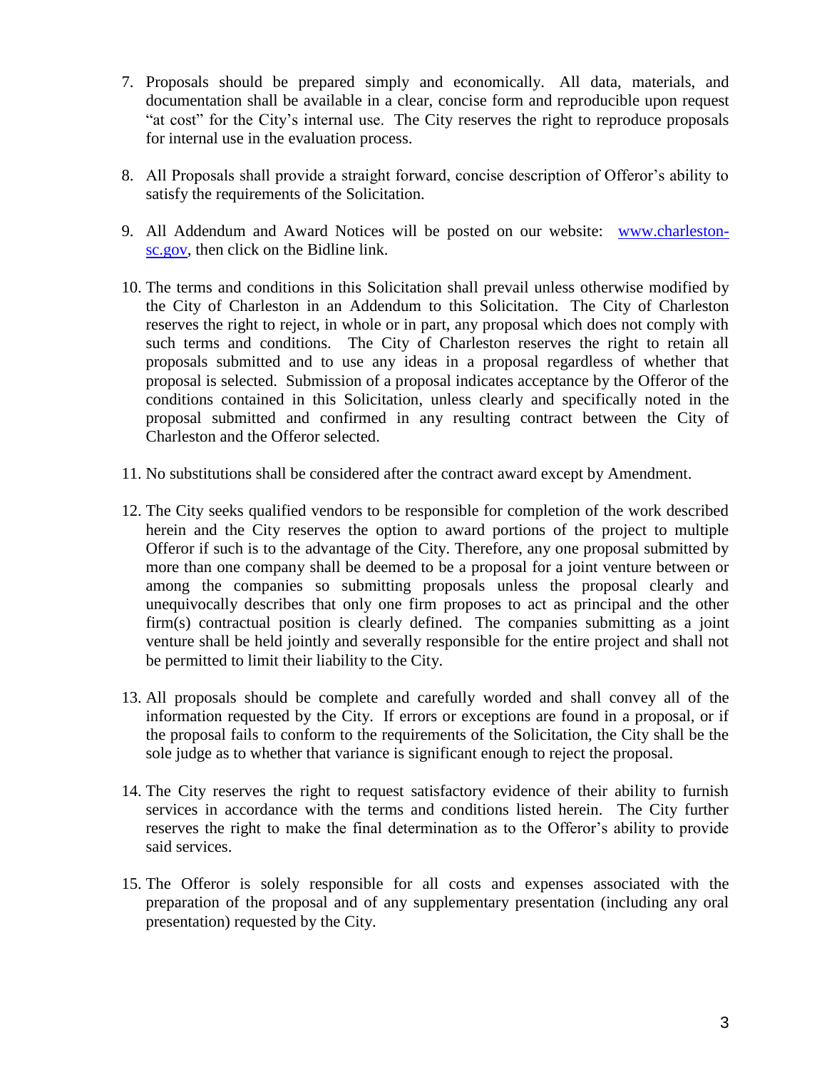7. Proposals should be prepared simply and economically. All data, materials, and documentation shall be available in a clear, concise form and reproducible upon request "at cost" for the City's internal use. The City reserves the right to reproduce proposals for internal use in the evaluation process.

8. All Proposals shall provide a straight forward, concise description of Offeror's ability to satisfy the requirements of the Solicitation.

9. All Addendum and Award Notices will be posted on our website: [www.charleston-sc.gov](http://www.charleston-sc.gov), then click on the Bidline link.

10. The terms and conditions in this Solicitation shall prevail unless otherwise modified by the City of Charleston in an Addendum to this Solicitation. The City of Charleston reserves the right to reject, in whole or in part, any proposal which does not comply with such terms and conditions. The City of Charleston reserves the right to retain all proposals submitted and to use any ideas in a proposal regardless of whether that proposal is selected. Submission of a proposal indicates acceptance by the Offeror of the conditions contained in this Solicitation, unless clearly and specifically noted in the proposal submitted and confirmed in any resulting contract between the City of Charleston and the Offeror selected.

11. No substitutions shall be considered after the contract award except by Amendment.

12. The City seeks qualified vendors to be responsible for completion of the work described herein and the City reserves the option to award portions of the project to multiple Offeror if such is to the advantage of the City. Therefore, any one proposal submitted by more than one company shall be deemed to be a proposal for a joint venture between or among the companies so submitting proposals unless the proposal clearly and unequivocally describes that only one firm proposes to act as principal and the other firm(s) contractual position is clearly defined. The companies submitting as a joint venture shall be held jointly and severally responsible for the entire project and shall not be permitted to limit their liability to the City.

13. All proposals should be complete and carefully worded and shall convey all of the information requested by the City. If errors or exceptions are found in a proposal, or if the proposal fails to conform to the requirements of the Solicitation, the City shall be the sole judge as to whether that variance is significant enough to reject the proposal.

14. The City reserves the right to request satisfactory evidence of their ability to furnish services in accordance with the terms and conditions listed herein. The City further reserves the right to make the final determination as to the Offeror's ability to provide said services.

15. The Offeror is solely responsible for all costs and expenses associated with the preparation of the proposal and of any supplementary presentation (including any oral presentation) requested by the City.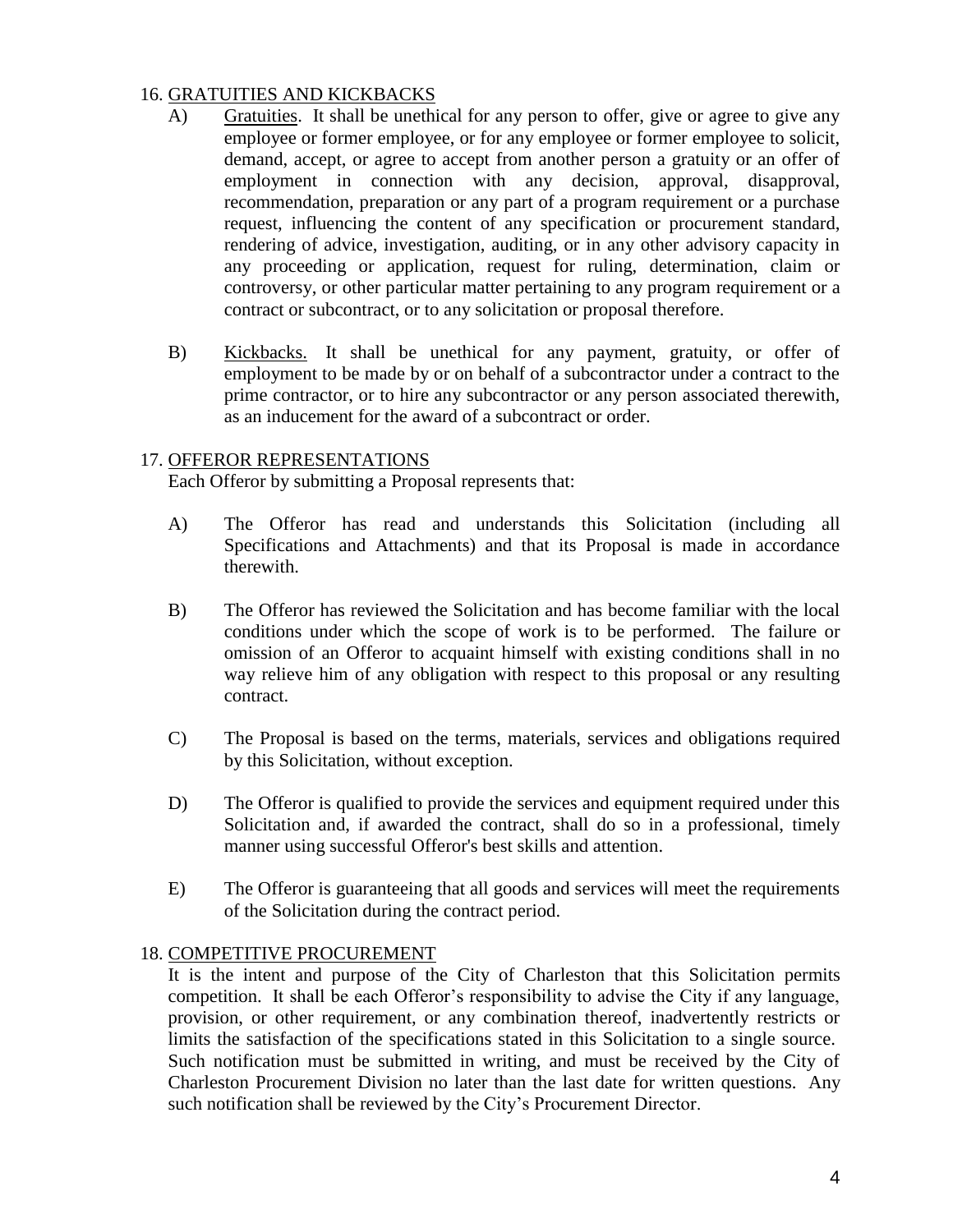## 16. GRATUITIES AND KICKBACKS

A) Gratuities. It shall be unethical for any person to offer, give or agree to give any employee or former employee, or for any employee or former employee to solicit, demand, accept, or agree to accept from another person a gratuity or an offer of employment in connection with any decision, approval, disapproval, recommendation, preparation or any part of a program requirement or a purchase request, influencing the content of any specification or procurement standard, rendering of advice, investigation, auditing, or in any other advisory capacity in any proceeding or application, request for ruling, determination, claim or controversy, or other particular matter pertaining to any program requirement or a contract or subcontract, or to any solicitation or proposal therefore.

B) Kickbacks. It shall be unethical for any payment, gratuity, or offer of employment to be made by or on behalf of a subcontractor under a contract to the prime contractor, or to hire any subcontractor or any person associated therewith, as an inducement for the award of a subcontract or order.

## 17. OFFEROR REPRESENTATIONS

Each Offeror by submitting a Proposal represents that:

A) The Offeror has read and understands this Solicitation (including all Specifications and Attachments) and that its Proposal is made in accordance therewith.

B) The Offeror has reviewed the Solicitation and has become familiar with the local conditions under which the scope of work is to be performed. The failure or omission of an Offeror to acquaint himself with existing conditions shall in no way relieve him of any obligation with respect to this proposal or any resulting contract.

C) The Proposal is based on the terms, materials, services and obligations required by this Solicitation, without exception.

D) The Offeror is qualified to provide the services and equipment required under this Solicitation and, if awarded the contract, shall do so in a professional, timely manner using successful Offeror's best skills and attention.

E) The Offeror is guaranteeing that all goods and services will meet the requirements of the Solicitation during the contract period.

## 18. COMPETITIVE PROCUREMENT

It is the intent and purpose of the City of Charleston that this Solicitation permits competition. It shall be each Offeror's responsibility to advise the City if any language, provision, or other requirement, or any combination thereof, inadvertently restricts or limits the satisfaction of the specifications stated in this Solicitation to a single source. Such notification must be submitted in writing, and must be received by the City of Charleston Procurement Division no later than the last date for written questions. Any such notification shall be reviewed by the City's Procurement Director.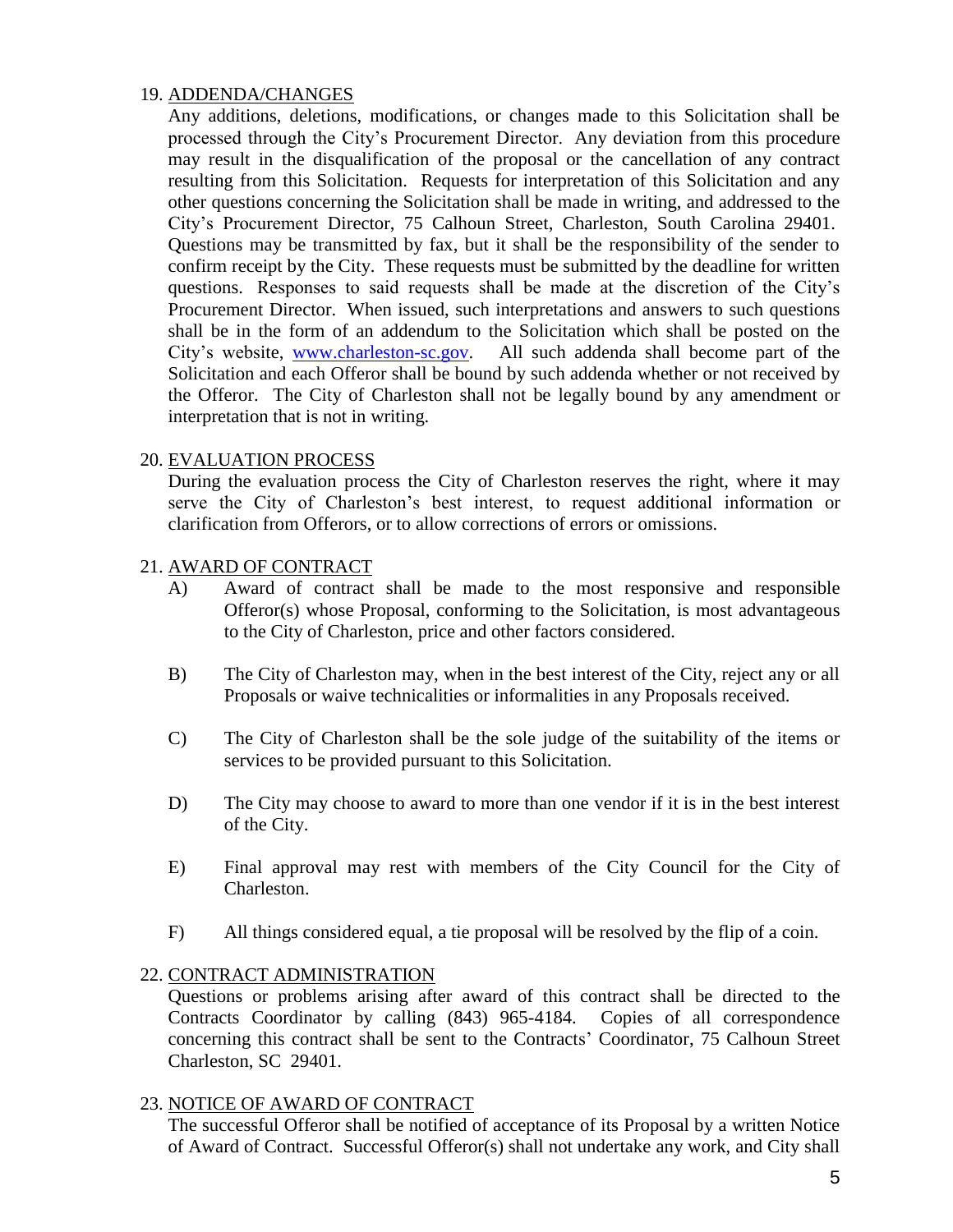19. ADDENDA/CHANGES

Any additions, deletions, modifications, or changes made to this Solicitation shall be processed through the City's Procurement Director. Any deviation from this procedure may result in the disqualification of the proposal or the cancellation of any contract resulting from this Solicitation. Requests for interpretation of this Solicitation and any other questions concerning the Solicitation shall be made in writing, and addressed to the City's Procurement Director, 75 Calhoun Street, Charleston, South Carolina 29401. Questions may be transmitted by fax, but it shall be the responsibility of the sender to confirm receipt by the City. These requests must be submitted by the deadline for written questions. Responses to said requests shall be made at the discretion of the City's Procurement Director. When issued, such interpretations and answers to such questions shall be in the form of an addendum to the Solicitation which shall be posted on the City's website, [www.charleston-sc.gov](http://www.charleston-sc.gov). All such addenda shall become part of the Solicitation and each Offeror shall be bound by such addenda whether or not received by the Offeror. The City of Charleston shall not be legally bound by any amendment or interpretation that is not in writing.

20. EVALUATION PROCESS

During the evaluation process the City of Charleston reserves the right, where it may serve the City of Charleston's best interest, to request additional information or clarification from Offerors, or to allow corrections of errors or omissions.

21. AWARD OF CONTRACT

A) Award of contract shall be made to the most responsive and responsible Offeror(s) whose Proposal, conforming to the Solicitation, is most advantageous to the City of Charleston, price and other factors considered.

B) The City of Charleston may, when in the best interest of the City, reject any or all Proposals or waive technicalities or informalities in any Proposals received.

C) The City of Charleston shall be the sole judge of the suitability of the items or services to be provided pursuant to this Solicitation.

D) The City may choose to award to more than one vendor if it is in the best interest of the City.

E) Final approval may rest with members of the City Council for the City of Charleston.

F) All things considered equal, a tie proposal will be resolved by the flip of a coin.

22. CONTRACT ADMINISTRATION

Questions or problems arising after award of this contract shall be directed to the Contracts Coordinator by calling (843) 965-4184. Copies of all correspondence concerning this contract shall be sent to the Contracts' Coordinator, 75 Calhoun Street Charleston, SC 29401.

23. NOTICE OF AWARD OF CONTRACT

The successful Offeror shall be notified of acceptance of its Proposal by a written Notice of Award of Contract. Successful Offeror(s) shall not undertake any work, and City shall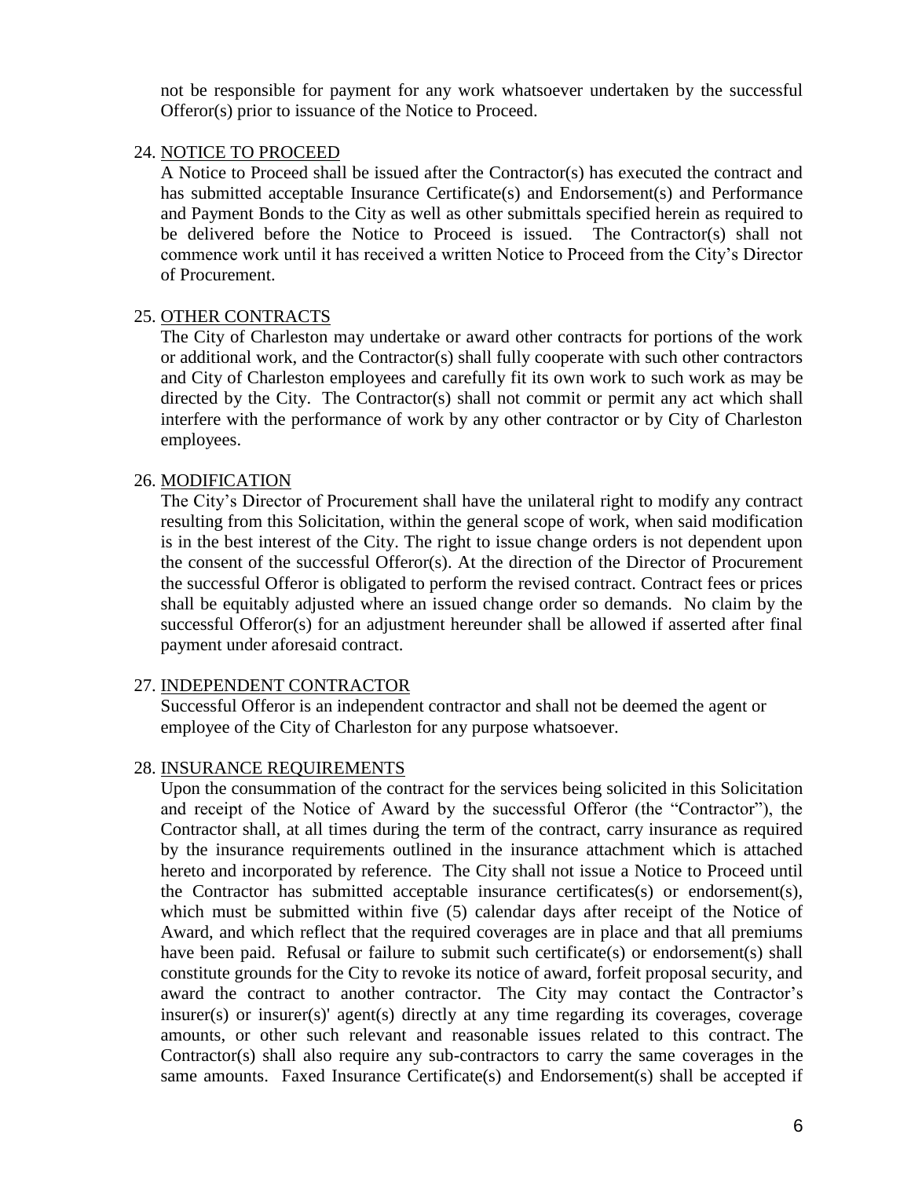not be responsible for payment for any work whatsoever undertaken by the successful Offeror(s) prior to issuance of the Notice to Proceed.

24. NOTICE TO PROCEED

A Notice to Proceed shall be issued after the Contractor(s) has executed the contract and has submitted acceptable Insurance Certificate(s) and Endorsement(s) and Performance and Payment Bonds to the City as well as other submittals specified herein as required to be delivered before the Notice to Proceed is issued. The Contractor(s) shall not commence work until it has received a written Notice to Proceed from the City's Director of Procurement.

25. OTHER CONTRACTS

The City of Charleston may undertake or award other contracts for portions of the work or additional work, and the Contractor(s) shall fully cooperate with such other contractors and City of Charleston employees and carefully fit its own work to such work as may be directed by the City. The Contractor(s) shall not commit or permit any act which shall interfere with the performance of work by any other contractor or by City of Charleston employees.

26. MODIFICATION

The City's Director of Procurement shall have the unilateral right to modify any contract resulting from this Solicitation, within the general scope of work, when said modification is in the best interest of the City. The right to issue change orders is not dependent upon the consent of the successful Offeror(s). At the direction of the Director of Procurement the successful Offeror is obligated to perform the revised contract. Contract fees or prices shall be equitably adjusted where an issued change order so demands. No claim by the successful Offeror(s) for an adjustment hereunder shall be allowed if asserted after final payment under aforesaid contract.

27. INDEPENDENT CONTRACTOR

Successful Offeror is an independent contractor and shall not be deemed the agent or employee of the City of Charleston for any purpose whatsoever.

28. INSURANCE REQUIREMENTS

Upon the consummation of the contract for the services being solicited in this Solicitation and receipt of the Notice of Award by the successful Offeror (the "Contractor"), the Contractor shall, at all times during the term of the contract, carry insurance as required by the insurance requirements outlined in the insurance attachment which is attached hereto and incorporated by reference. The City shall not issue a Notice to Proceed until the Contractor has submitted acceptable insurance certificates(s) or endorsement(s), which must be submitted within five (5) calendar days after receipt of the Notice of Award, and which reflect that the required coverages are in place and that all premiums have been paid. Refusal or failure to submit such certificate(s) or endorsement(s) shall constitute grounds for the City to revoke its notice of award, forfeit proposal security, and award the contract to another contractor. The City may contact the Contractor's insurer(s) or insurer(s)' agent(s) directly at any time regarding its coverages, coverage amounts, or other such relevant and reasonable issues related to this contract. The Contractor(s) shall also require any sub-contractors to carry the same coverages in the same amounts. Faxed Insurance Certificate(s) and Endorsement(s) shall be accepted if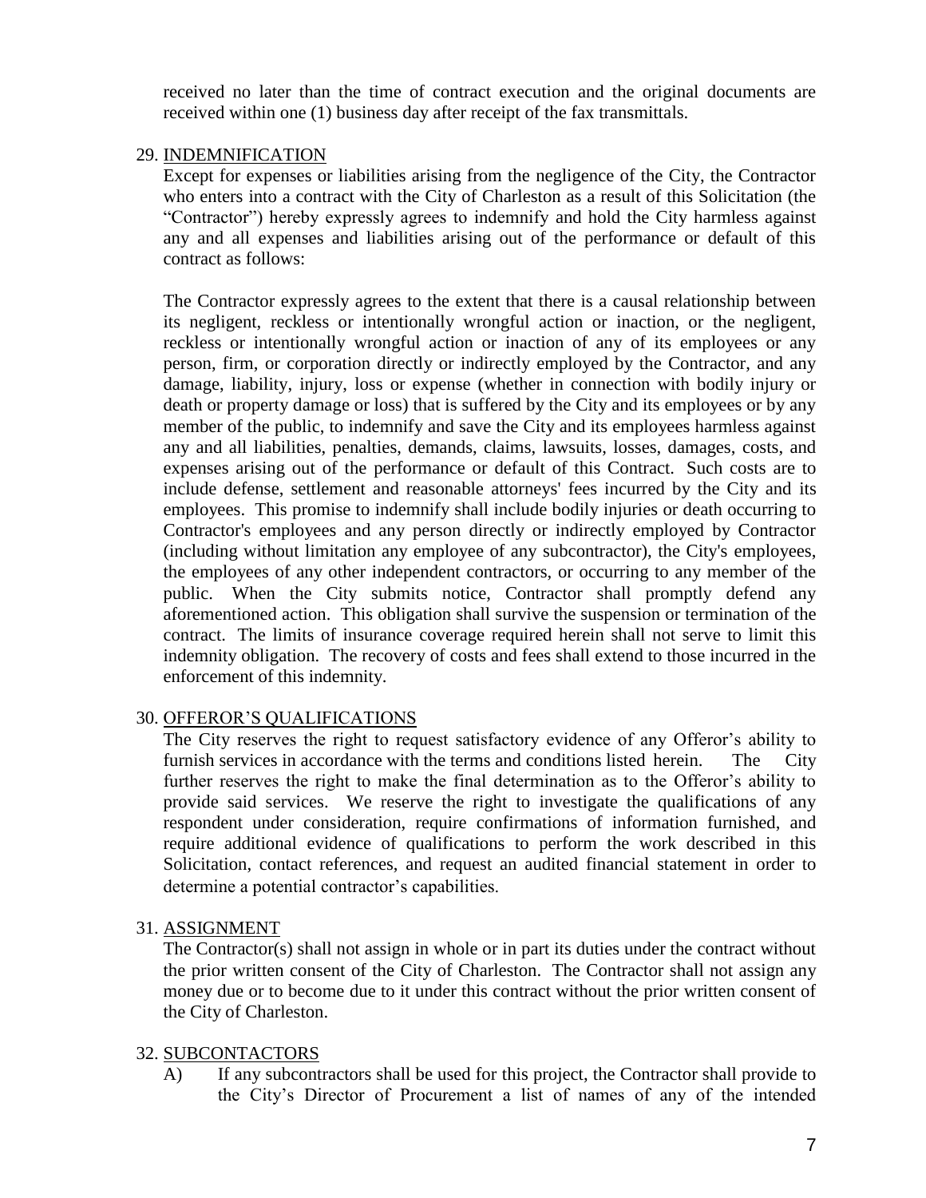received no later than the time of contract execution and the original documents are received within one (1) business day after receipt of the fax transmittals.

29. INDEMNIFICATION

Except for expenses or liabilities arising from the negligence of the City, the Contractor who enters into a contract with the City of Charleston as a result of this Solicitation (the "Contractor") hereby expressly agrees to indemnify and hold the City harmless against any and all expenses and liabilities arising out of the performance or default of this contract as follows:

The Contractor expressly agrees to the extent that there is a causal relationship between its negligent, reckless or intentionally wrongful action or inaction, or the negligent, reckless or intentionally wrongful action or inaction of any of its employees or any person, firm, or corporation directly or indirectly employed by the Contractor, and any damage, liability, injury, loss or expense (whether in connection with bodily injury or death or property damage or loss) that is suffered by the City and its employees or by any member of the public, to indemnify and save the City and its employees harmless against any and all liabilities, penalties, demands, claims, lawsuits, losses, damages, costs, and expenses arising out of the performance or default of this Contract. Such costs are to include defense, settlement and reasonable attorneys' fees incurred by the City and its employees. This promise to indemnify shall include bodily injuries or death occurring to Contractor's employees and any person directly or indirectly employed by Contractor (including without limitation any employee of any subcontractor), the City's employees, the employees of any other independent contractors, or occurring to any member of the public. When the City submits notice, Contractor shall promptly defend any aforementioned action. This obligation shall survive the suspension or termination of the contract. The limits of insurance coverage required herein shall not serve to limit this indemnity obligation. The recovery of costs and fees shall extend to those incurred in the enforcement of this indemnity.

30. OFFEROR'S QUALIFICATIONS

The City reserves the right to request satisfactory evidence of any Offeror's ability to furnish services in accordance with the terms and conditions listed herein. The City further reserves the right to make the final determination as to the Offeror's ability to provide said services. We reserve the right to investigate the qualifications of any respondent under consideration, require confirmations of information furnished, and require additional evidence of qualifications to perform the work described in this Solicitation, contact references, and request an audited financial statement in order to determine a potential contractor's capabilities.

31. ASSIGNMENT

The Contractor(s) shall not assign in whole or in part its duties under the contract without the prior written consent of the City of Charleston. The Contractor shall not assign any money due or to become due to it under this contract without the prior written consent of the City of Charleston.

32. SUBCONTACTORS

A) If any subcontractors shall be used for this project, the Contractor shall provide to the City's Director of Procurement a list of names of any of the intended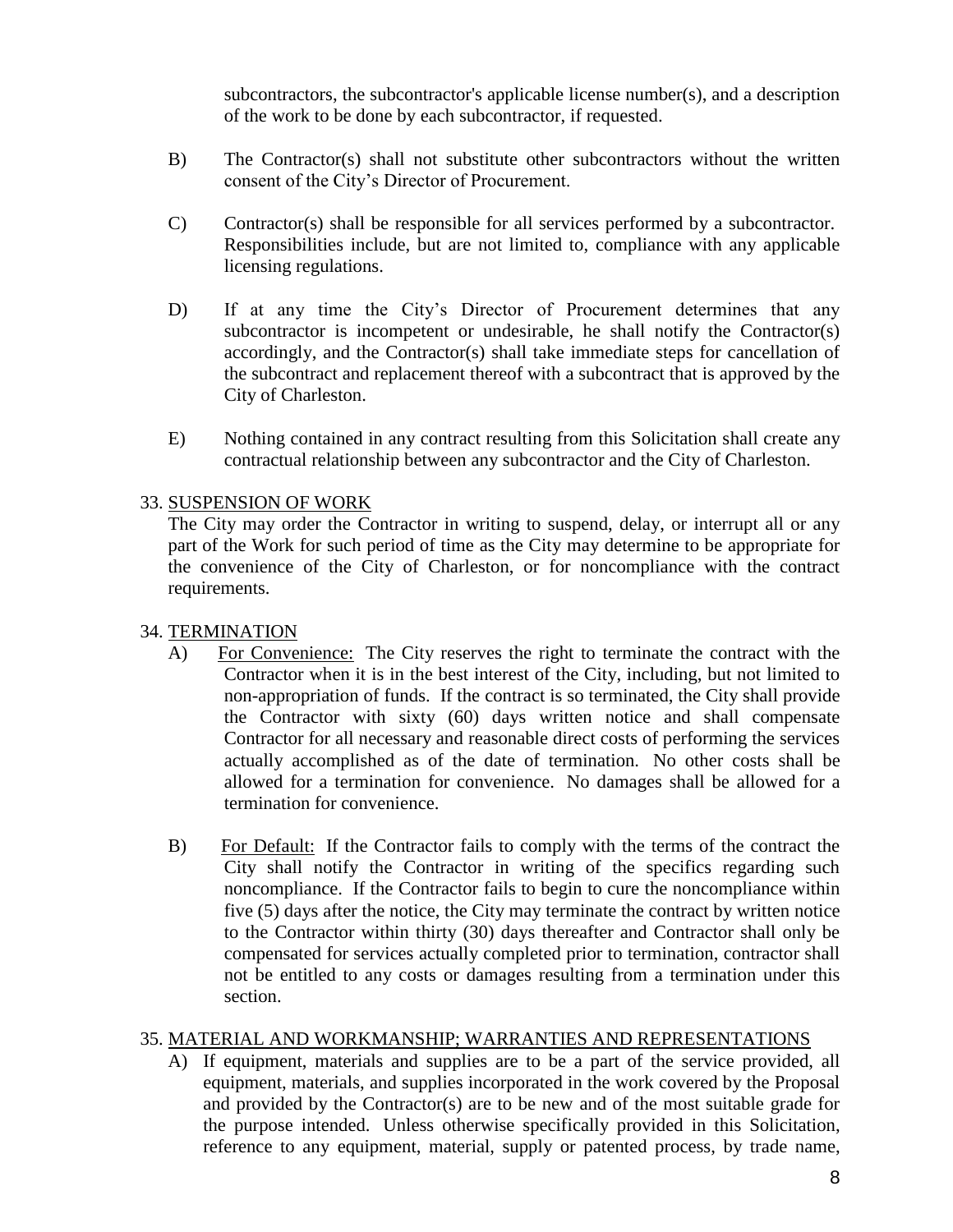subcontractors, the subcontractor's applicable license number(s), and a description of the work to be done by each subcontractor, if requested.

B) The Contractor(s) shall not substitute other subcontractors without the written consent of the City's Director of Procurement.

C) Contractor(s) shall be responsible for all services performed by a subcontractor. Responsibilities include, but are not limited to, compliance with any applicable licensing regulations.

D) If at any time the City's Director of Procurement determines that any subcontractor is incompetent or undesirable, he shall notify the Contractor(s) accordingly, and the Contractor(s) shall take immediate steps for cancellation of the subcontract and replacement thereof with a subcontract that is approved by the City of Charleston.

E) Nothing contained in any contract resulting from this Solicitation shall create any contractual relationship between any subcontractor and the City of Charleston.

33. <u>SUSPENSION OF WORK</u>

The City may order the Contractor in writing to suspend, delay, or interrupt all or any part of the Work for such period of time as the City may determine to be appropriate for the convenience of the City of Charleston, or for noncompliance with the contract requirements.

34. <u>TERMINATION</u>

A) <u>For Convenience:</u> The City reserves the right to terminate the contract with the Contractor when it is in the best interest of the City, including, but not limited to non-appropriation of funds. If the contract is so terminated, the City shall provide the Contractor with sixty (60) days written notice and shall compensate Contractor for all necessary and reasonable direct costs of performing the services actually accomplished as of the date of termination. No other costs shall be allowed for a termination for convenience. No damages shall be allowed for a termination for convenience.

B) <u>For Default:</u> If the Contractor fails to comply with the terms of the contract the City shall notify the Contractor in writing of the specifics regarding such noncompliance. If the Contractor fails to begin to cure the noncompliance within five (5) days after the notice, the City may terminate the contract by written notice to the Contractor within thirty (30) days thereafter and Contractor shall only be compensated for services actually completed prior to termination, contractor shall not be entitled to any costs or damages resulting from a termination under this section.

35. <u>MATERIAL AND WORKMANSHIP; WARRANTIES AND REPRESENTATIONS</u>

A) If equipment, materials and supplies are to be a part of the service provided, all equipment, materials, and supplies incorporated in the work covered by the Proposal and provided by the Contractor(s) are to be new and of the most suitable grade for the purpose intended. Unless otherwise specifically provided in this Solicitation, reference to any equipment, material, supply or patented process, by trade name,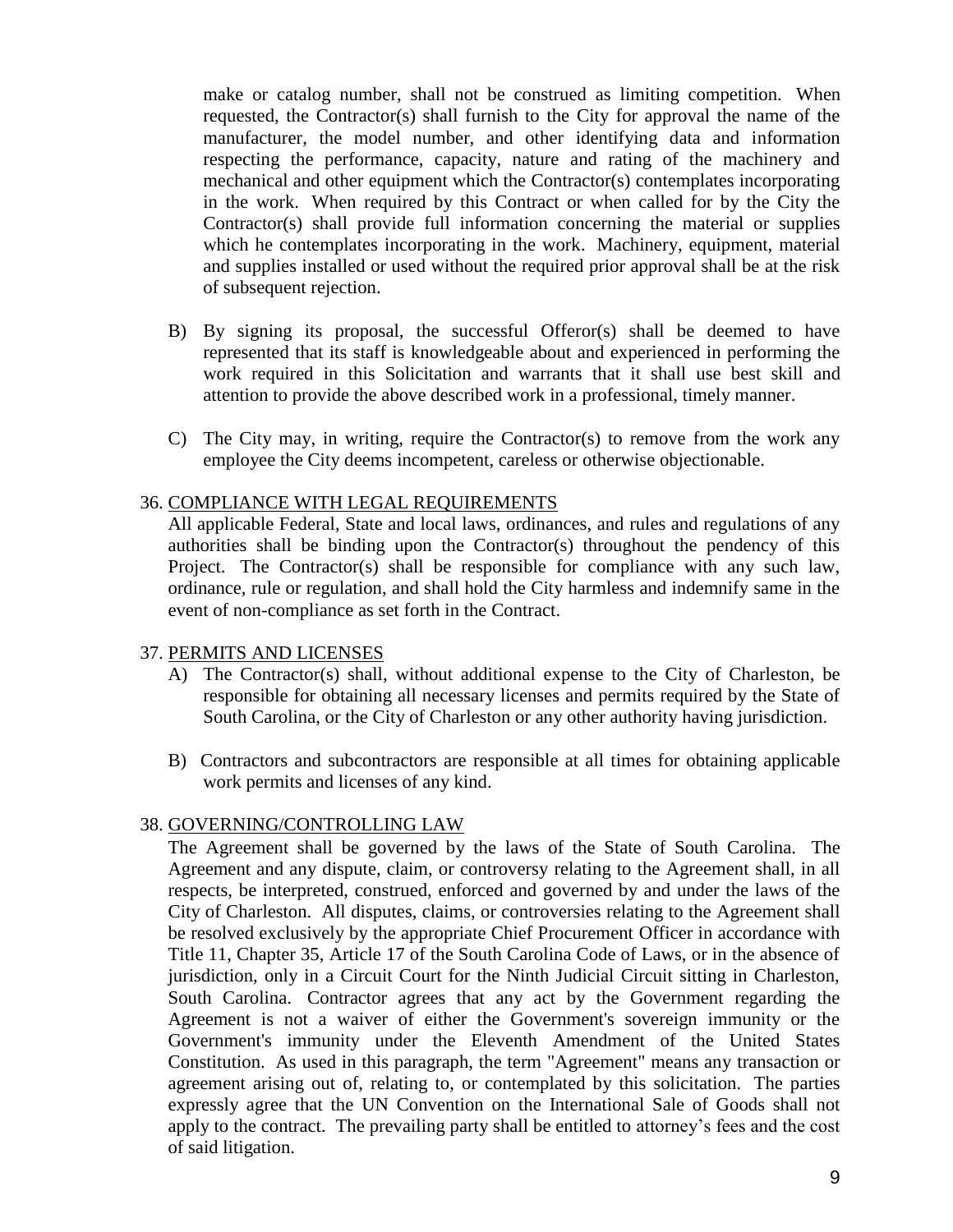make or catalog number, shall not be construed as limiting competition. When requested, the Contractor(s) shall furnish to the City for approval the name of the manufacturer, the model number, and other identifying data and information respecting the performance, capacity, nature and rating of the machinery and mechanical and other equipment which the Contractor(s) contemplates incorporating in the work. When required by this Contract or when called for by the City the Contractor(s) shall provide full information concerning the material or supplies which he contemplates incorporating in the work. Machinery, equipment, material and supplies installed or used without the required prior approval shall be at the risk of subsequent rejection.

B) By signing its proposal, the successful Offeror(s) shall be deemed to have represented that its staff is knowledgeable about and experienced in performing the work required in this Solicitation and warrants that it shall use best skill and attention to provide the above described work in a professional, timely manner.

C) The City may, in writing, require the Contractor(s) to remove from the work any employee the City deems incompetent, careless or otherwise objectionable.

36. COMPLIANCE WITH LEGAL REQUIREMENTS

All applicable Federal, State and local laws, ordinances, and rules and regulations of any authorities shall be binding upon the Contractor(s) throughout the pendency of this Project. The Contractor(s) shall be responsible for compliance with any such law, ordinance, rule or regulation, and shall hold the City harmless and indemnify same in the event of non-compliance as set forth in the Contract.

37. PERMITS AND LICENSES

A) The Contractor(s) shall, without additional expense to the City of Charleston, be responsible for obtaining all necessary licenses and permits required by the State of South Carolina, or the City of Charleston or any other authority having jurisdiction.

B) Contractors and subcontractors are responsible at all times for obtaining applicable work permits and licenses of any kind.

38. GOVERNING/CONTROLLING LAW

The Agreement shall be governed by the laws of the State of South Carolina. The Agreement and any dispute, claim, or controversy relating to the Agreement shall, in all respects, be interpreted, construed, enforced and governed by and under the laws of the City of Charleston. All disputes, claims, or controversies relating to the Agreement shall be resolved exclusively by the appropriate Chief Procurement Officer in accordance with Title 11, Chapter 35, Article 17 of the South Carolina Code of Laws, or in the absence of jurisdiction, only in a Circuit Court for the Ninth Judicial Circuit sitting in Charleston, South Carolina. Contractor agrees that any act by the Government regarding the Agreement is not a waiver of either the Government's sovereign immunity or the Government's immunity under the Eleventh Amendment of the United States Constitution. As used in this paragraph, the term "Agreement" means any transaction or agreement arising out of, relating to, or contemplated by this solicitation. The parties expressly agree that the UN Convention on the International Sale of Goods shall not apply to the contract. The prevailing party shall be entitled to attorney's fees and the cost of said litigation.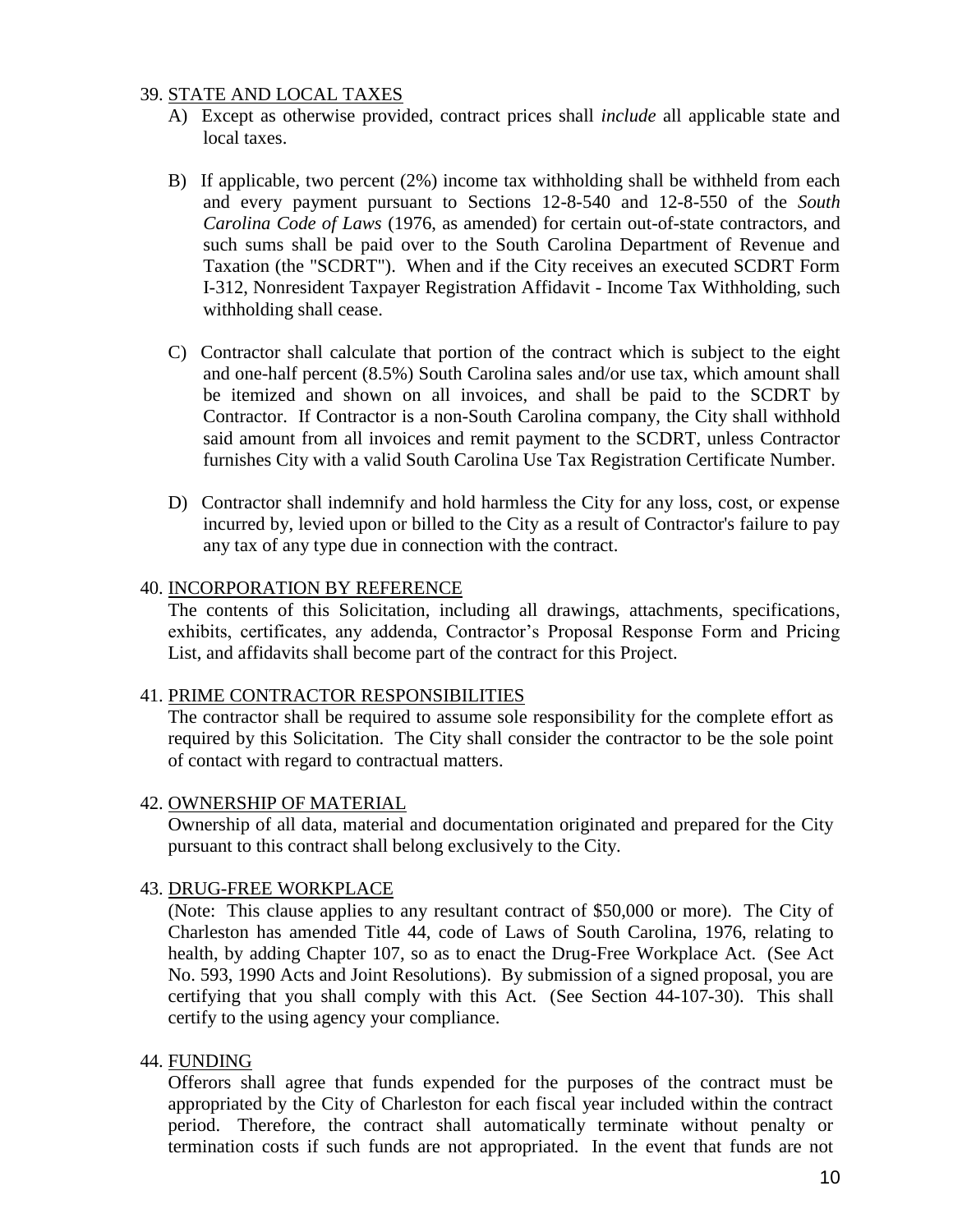39. STATE AND LOCAL TAXES

A) Except as otherwise provided, contract prices shall *include* all applicable state and local taxes.

B) If applicable, two percent (2%) income tax withholding shall be withheld from each and every payment pursuant to Sections 12-8-540 and 12-8-550 of the *South Carolina Code of Laws* (1976, as amended) for certain out-of-state contractors, and such sums shall be paid over to the South Carolina Department of Revenue and Taxation (the "SCDRT"). When and if the City receives an executed SCDRT Form I-312, Nonresident Taxpayer Registration Affidavit - Income Tax Withholding, such withholding shall cease.

C) Contractor shall calculate that portion of the contract which is subject to the eight and one-half percent (8.5%) South Carolina sales and/or use tax, which amount shall be itemized and shown on all invoices, and shall be paid to the SCDRT by Contractor. If Contractor is a non-South Carolina company, the City shall withhold said amount from all invoices and remit payment to the SCDRT, unless Contractor furnishes City with a valid South Carolina Use Tax Registration Certificate Number.

D) Contractor shall indemnify and hold harmless the City for any loss, cost, or expense incurred by, levied upon or billed to the City as a result of Contractor's failure to pay any tax of any type due in connection with the contract.

40. INCORPORATION BY REFERENCE

The contents of this Solicitation, including all drawings, attachments, specifications, exhibits, certificates, any addenda, Contractor's Proposal Response Form and Pricing List, and affidavits shall become part of the contract for this Project.

41. PRIME CONTRACTOR RESPONSIBILITIES

The contractor shall be required to assume sole responsibility for the complete effort as required by this Solicitation. The City shall consider the contractor to be the sole point of contact with regard to contractual matters.

42. OWNERSHIP OF MATERIAL

Ownership of all data, material and documentation originated and prepared for the City pursuant to this contract shall belong exclusively to the City.

43. DRUG-FREE WORKPLACE

(Note: This clause applies to any resultant contract of $50,000 or more). The City of Charleston has amended Title 44, code of Laws of South Carolina, 1976, relating to health, by adding Chapter 107, so as to enact the Drug-Free Workplace Act. (See Act No. 593, 1990 Acts and Joint Resolutions). By submission of a signed proposal, you are certifying that you shall comply with this Act. (See Section 44-107-30). This shall certify to the using agency your compliance.

44. FUNDING

Offerors shall agree that funds expended for the purposes of the contract must be appropriated by the City of Charleston for each fiscal year included within the contract period. Therefore, the contract shall automatically terminate without penalty or termination costs if such funds are not appropriated. In the event that funds are not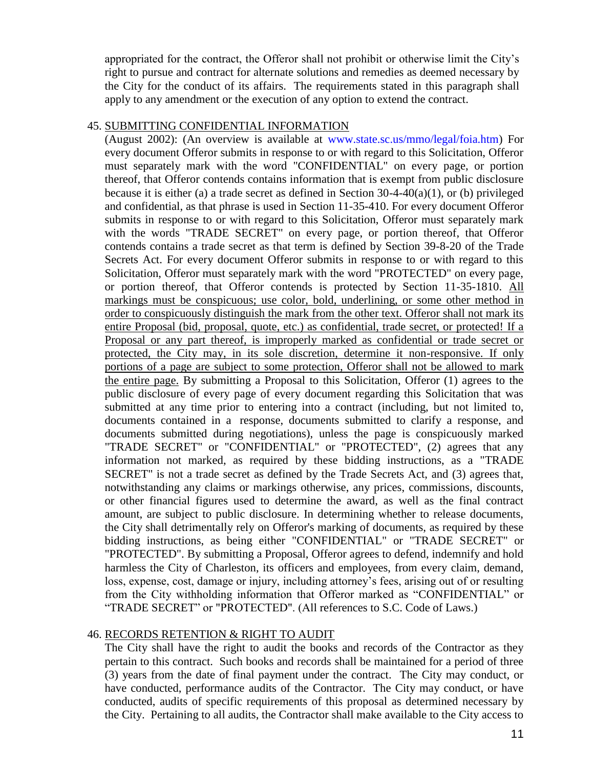appropriated for the contract, the Offeror shall not prohibit or otherwise limit the City's right to pursue and contract for alternate solutions and remedies as deemed necessary by the City for the conduct of its affairs. The requirements stated in this paragraph shall apply to any amendment or the execution of any option to extend the contract.

45. <u>SUBMITTING CONFIDENTIAL INFORMATION</u>

(August 2002): (An overview is available at www.state.sc.us/mmo/legal/foia.htm) For every document Offeror submits in response to or with regard to this Solicitation, Offeror must separately mark with the word "CONFIDENTIAL" on every page, or portion thereof, that Offeror contends contains information that is exempt from public disclosure because it is either (a) a trade secret as defined in Section 30-4-40(a)(1), or (b) privileged and confidential, as that phrase is used in Section 11-35-410. For every document Offeror submits in response to or with regard to this Solicitation, Offeror must separately mark with the words "TRADE SECRET" on every page, or portion thereof, that Offeror contends contains a trade secret as that term is defined by Section 39-8-20 of the Trade Secrets Act. For every document Offeror submits in response to or with regard to this Solicitation, Offeror must separately mark with the word "PROTECTED" on every page, or portion thereof, that Offeror contends is protected by Section 11-35-1810. <u>All markings must be conspicuous; use color, bold, underlining, or some other method in order to conspicuously distinguish the mark from the other text. Offeror shall not mark its entire Proposal (bid, proposal, quote, etc.) as confidential, trade secret, or protected! If a Proposal or any part thereof, is improperly marked as confidential or trade secret or protected, the City may, in its sole discretion, determine it non-responsive. If only portions of a page are subject to some protection, Offeror shall not be allowed to mark the entire page.</u> By submitting a Proposal to this Solicitation, Offeror (1) agrees to the public disclosure of every page of every document regarding this Solicitation that was submitted at any time prior to entering into a contract (including, but not limited to, documents contained in a response, documents submitted to clarify a response, and documents submitted during negotiations), unless the page is conspicuously marked "TRADE SECRET" or "CONFIDENTIAL" or "PROTECTED", (2) agrees that any information not marked, as required by these bidding instructions, as a "TRADE SECRET" is not a trade secret as defined by the Trade Secrets Act, and (3) agrees that, notwithstanding any claims or markings otherwise, any prices, commissions, discounts, or other financial figures used to determine the award, as well as the final contract amount, are subject to public disclosure. In determining whether to release documents, the City shall detrimentally rely on Offeror's marking of documents, as required by these bidding instructions, as being either "CONFIDENTIAL" or "TRADE SECRET" or "PROTECTED". By submitting a Proposal, Offeror agrees to defend, indemnify and hold harmless the City of Charleston, its officers and employees, from every claim, demand, loss, expense, cost, damage or injury, including attorney's fees, arising out of or resulting from the City withholding information that Offeror marked as "CONFIDENTIAL" or "TRADE SECRET" or "PROTECTED". (All references to S.C. Code of Laws.)

46. <u>RECORDS RETENTION & RIGHT TO AUDIT</u>

The City shall have the right to audit the books and records of the Contractor as they pertain to this contract. Such books and records shall be maintained for a period of three (3) years from the date of final payment under the contract. The City may conduct, or have conducted, performance audits of the Contractor. The City may conduct, or have conducted, audits of specific requirements of this proposal as determined necessary by the City. Pertaining to all audits, the Contractor shall make available to the City access to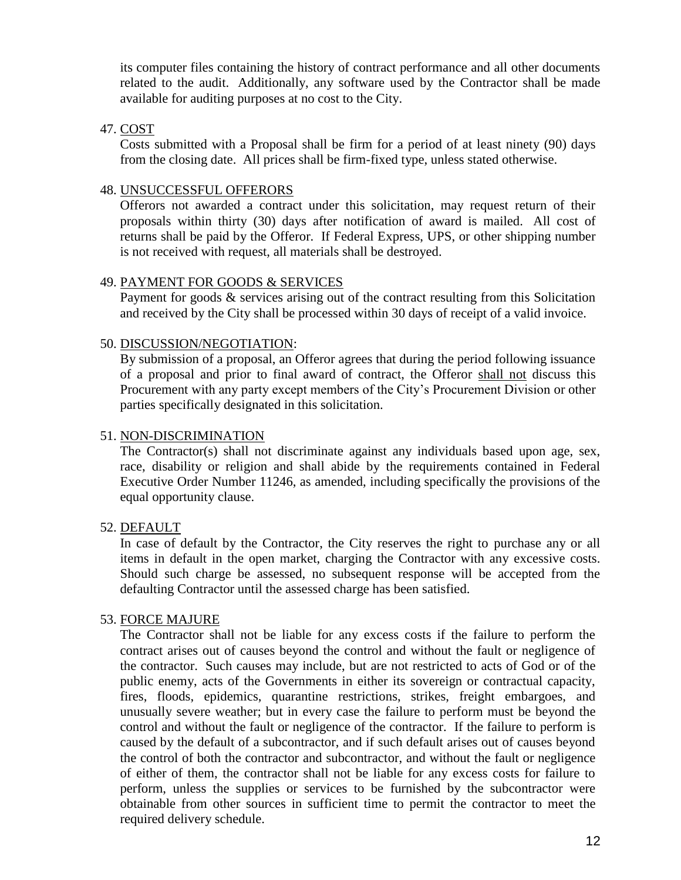its computer files containing the history of contract performance and all other documents related to the audit. Additionally, any software used by the Contractor shall be made available for auditing purposes at no cost to the City.

47. COST

Costs submitted with a Proposal shall be firm for a period of at least ninety (90) days from the closing date. All prices shall be firm-fixed type, unless stated otherwise.

48. UNSUCCESSFUL OFFERORS

Offerors not awarded a contract under this solicitation, may request return of their proposals within thirty (30) days after notification of award is mailed. All cost of returns shall be paid by the Offeror. If Federal Express, UPS, or other shipping number is not received with request, all materials shall be destroyed.

49. PAYMENT FOR GOODS & SERVICES

Payment for goods & services arising out of the contract resulting from this Solicitation and received by the City shall be processed within 30 days of receipt of a valid invoice.

50. DISCUSSION/NEGOTIATION:

By submission of a proposal, an Offeror agrees that during the period following issuance of a proposal and prior to final award of contract, the Offeror shall not discuss this Procurement with any party except members of the City's Procurement Division or other parties specifically designated in this solicitation.

51. NON-DISCRIMINATION

The Contractor(s) shall not discriminate against any individuals based upon age, sex, race, disability or religion and shall abide by the requirements contained in Federal Executive Order Number 11246, as amended, including specifically the provisions of the equal opportunity clause.

52. DEFAULT

In case of default by the Contractor, the City reserves the right to purchase any or all items in default in the open market, charging the Contractor with any excessive costs. Should such charge be assessed, no subsequent response will be accepted from the defaulting Contractor until the assessed charge has been satisfied.

53. FORCE MAJURE

The Contractor shall not be liable for any excess costs if the failure to perform the contract arises out of causes beyond the control and without the fault or negligence of the contractor. Such causes may include, but are not restricted to acts of God or of the public enemy, acts of the Governments in either its sovereign or contractual capacity, fires, floods, epidemics, quarantine restrictions, strikes, freight embargoes, and unusually severe weather; but in every case the failure to perform must be beyond the control and without the fault or negligence of the contractor. If the failure to perform is caused by the default of a subcontractor, and if such default arises out of causes beyond the control of both the contractor and subcontractor, and without the fault or negligence of either of them, the contractor shall not be liable for any excess costs for failure to perform, unless the supplies or services to be furnished by the subcontractor were obtainable from other sources in sufficient time to permit the contractor to meet the required delivery schedule.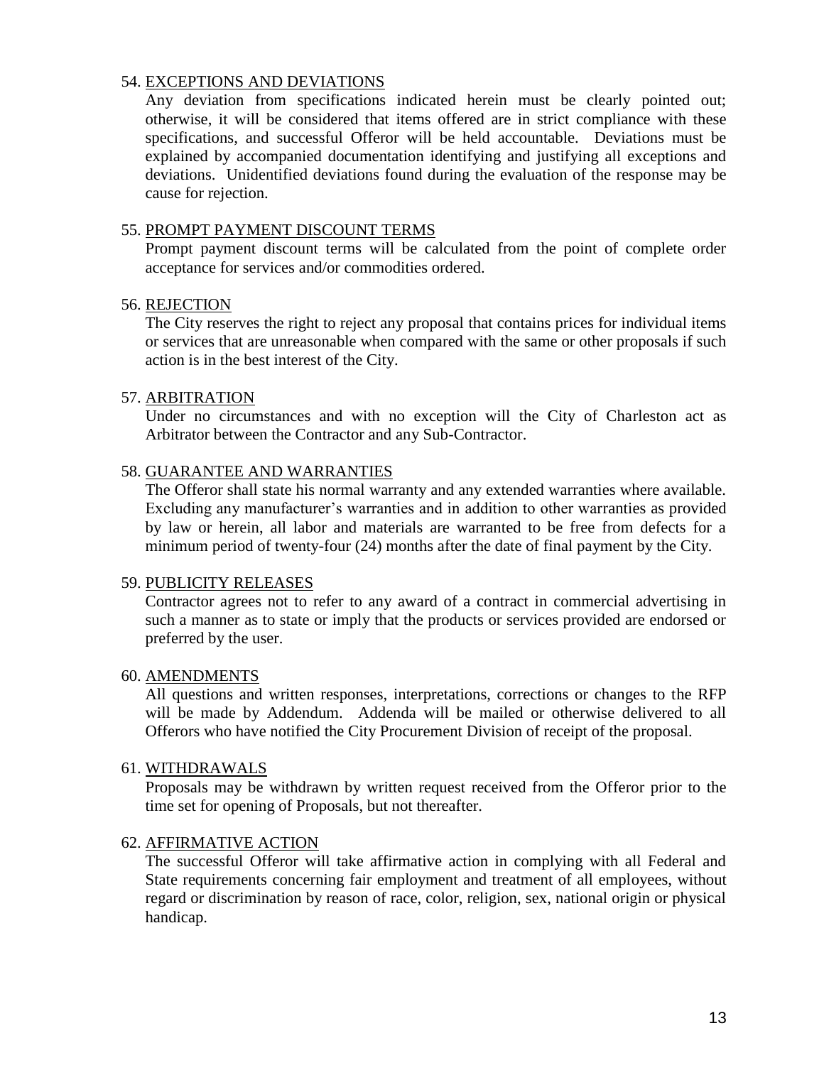54. <u>EXCEPTIONS AND DEVIATIONS</u>

Any deviation from specifications indicated herein must be clearly pointed out; otherwise, it will be considered that items offered are in strict compliance with these specifications, and successful Offeror will be held accountable. Deviations must be explained by accompanied documentation identifying and justifying all exceptions and deviations. Unidentified deviations found during the evaluation of the response may be cause for rejection.

55. <u>PROMPT PAYMENT DISCOUNT TERMS</u>

Prompt payment discount terms will be calculated from the point of complete order acceptance for services and/or commodities ordered.

56. <u>REJECTION</u>

The City reserves the right to reject any proposal that contains prices for individual items or services that are unreasonable when compared with the same or other proposals if such action is in the best interest of the City.

57. <u>ARBITRATION</u>

Under no circumstances and with no exception will the City of Charleston act as Arbitrator between the Contractor and any Sub-Contractor.

58. <u>GUARANTEE AND WARRANTIES</u>

The Offeror shall state his normal warranty and any extended warranties where available. Excluding any manufacturer's warranties and in addition to other warranties as provided by law or herein, all labor and materials are warranted to be free from defects for a minimum period of twenty-four (24) months after the date of final payment by the City.

59. <u>PUBLICITY RELEASES</u>

Contractor agrees not to refer to any award of a contract in commercial advertising in such a manner as to state or imply that the products or services provided are endorsed or preferred by the user.

60. <u>AMENDMENTS</u>

All questions and written responses, interpretations, corrections or changes to the RFP will be made by Addendum. Addenda will be mailed or otherwise delivered to all Offerors who have notified the City Procurement Division of receipt of the proposal.

61. <u>WITHDRAWALS</u>

Proposals may be withdrawn by written request received from the Offeror prior to the time set for opening of Proposals, but not thereafter.

62. <u>AFFIRMATIVE ACTION</u>

The successful Offeror will take affirmative action in complying with all Federal and State requirements concerning fair employment and treatment of all employees, without regard or discrimination by reason of race, color, religion, sex, national origin or physical handicap.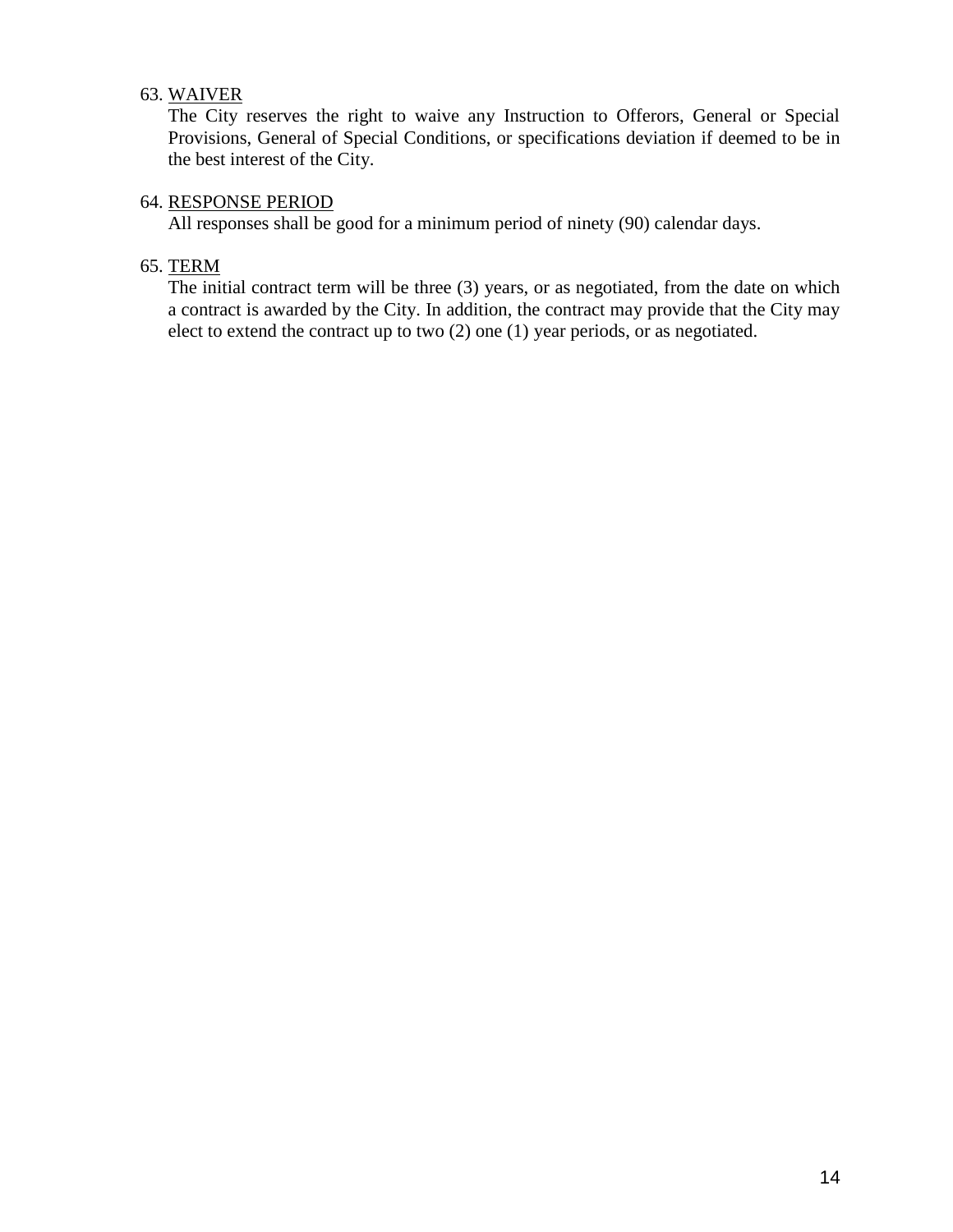63. <u>WAIVER</u>

The City reserves the right to waive any Instruction to Offerors, General or Special Provisions, General of Special Conditions, or specifications deviation if deemed to be in the best interest of the City.

64. <u>RESPONSE PERIOD</u>

All responses shall be good for a minimum period of ninety (90) calendar days.

65. <u>TERM</u>

The initial contract term will be three (3) years, or as negotiated, from the date on which a contract is awarded by the City. In addition, the contract may provide that the City may elect to extend the contract up to two (2) one (1) year periods, or as negotiated.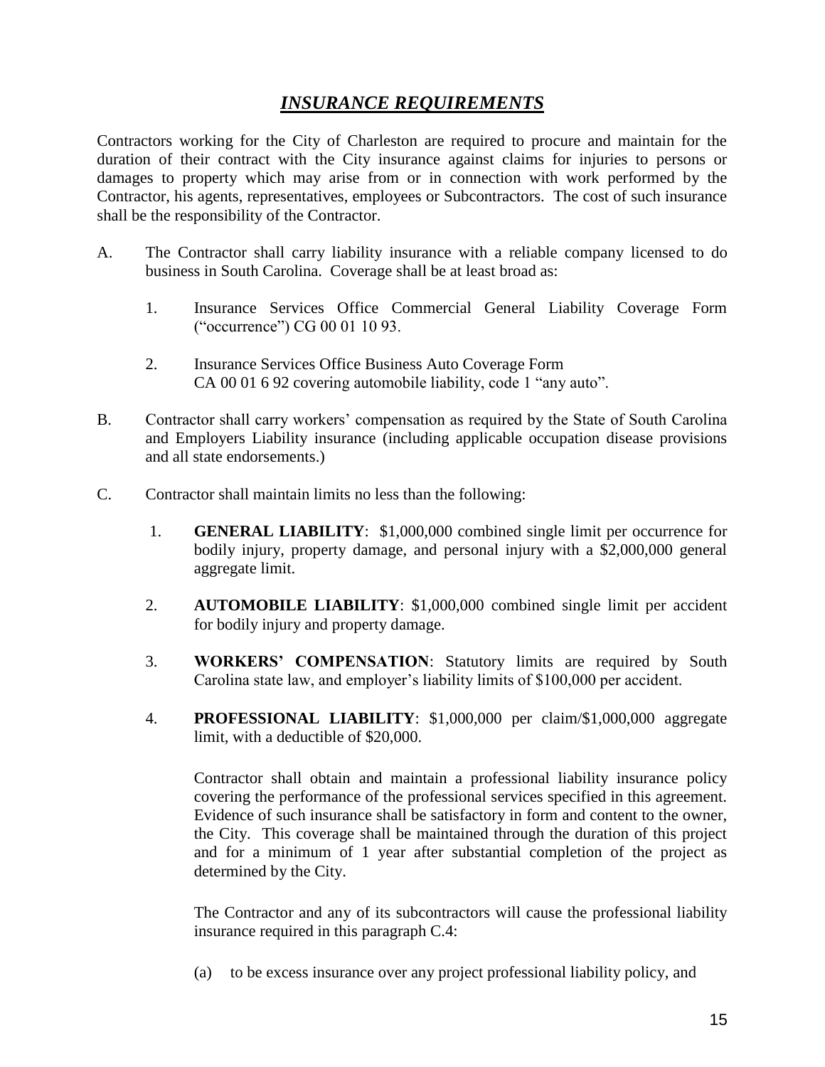# ***INSURANCE REQUIREMENTS***

Contractors working for the City of Charleston are required to procure and maintain for the duration of their contract with the City insurance against claims for injuries to persons or damages to property which may arise from or in connection with work performed by the Contractor, his agents, representatives, employees or Subcontractors. The cost of such insurance shall be the responsibility of the Contractor.

A. The Contractor shall carry liability insurance with a reliable company licensed to do business in South Carolina. Coverage shall be at least broad as:

   1. Insurance Services Office Commercial General Liability Coverage Form ("occurrence") CG 00 01 10 93.

   2. Insurance Services Office Business Auto Coverage Form CA 00 01 6 92 covering automobile liability, code 1 "any auto".

B. Contractor shall carry workers' compensation as required by the State of South Carolina and Employers Liability insurance (including applicable occupation disease provisions and all state endorsements.)

C. Contractor shall maintain limits no less than the following:

   1. **GENERAL LIABILITY**: $1,000,000 combined single limit per occurrence for bodily injury, property damage, and personal injury with a $2,000,000 general aggregate limit.

   2. **AUTOMOBILE LIABILITY**: $1,000,000 combined single limit per accident for bodily injury and property damage.

   3. **WORKERS' COMPENSATION**: Statutory limits are required by South Carolina state law, and employer's liability limits of $100,000 per accident.

   4. **PROFESSIONAL LIABILITY**: $1,000,000 per claim/$1,000,000 aggregate limit, with a deductible of $20,000.

      Contractor shall obtain and maintain a professional liability insurance policy covering the performance of the professional services specified in this agreement. Evidence of such insurance shall be satisfactory in form and content to the owner, the City. This coverage shall be maintained through the duration of this project and for a minimum of 1 year after substantial completion of the project as determined by the City.

      The Contractor and any of its subcontractors will cause the professional liability insurance required in this paragraph C.4:

      (a) to be excess insurance over any project professional liability policy, and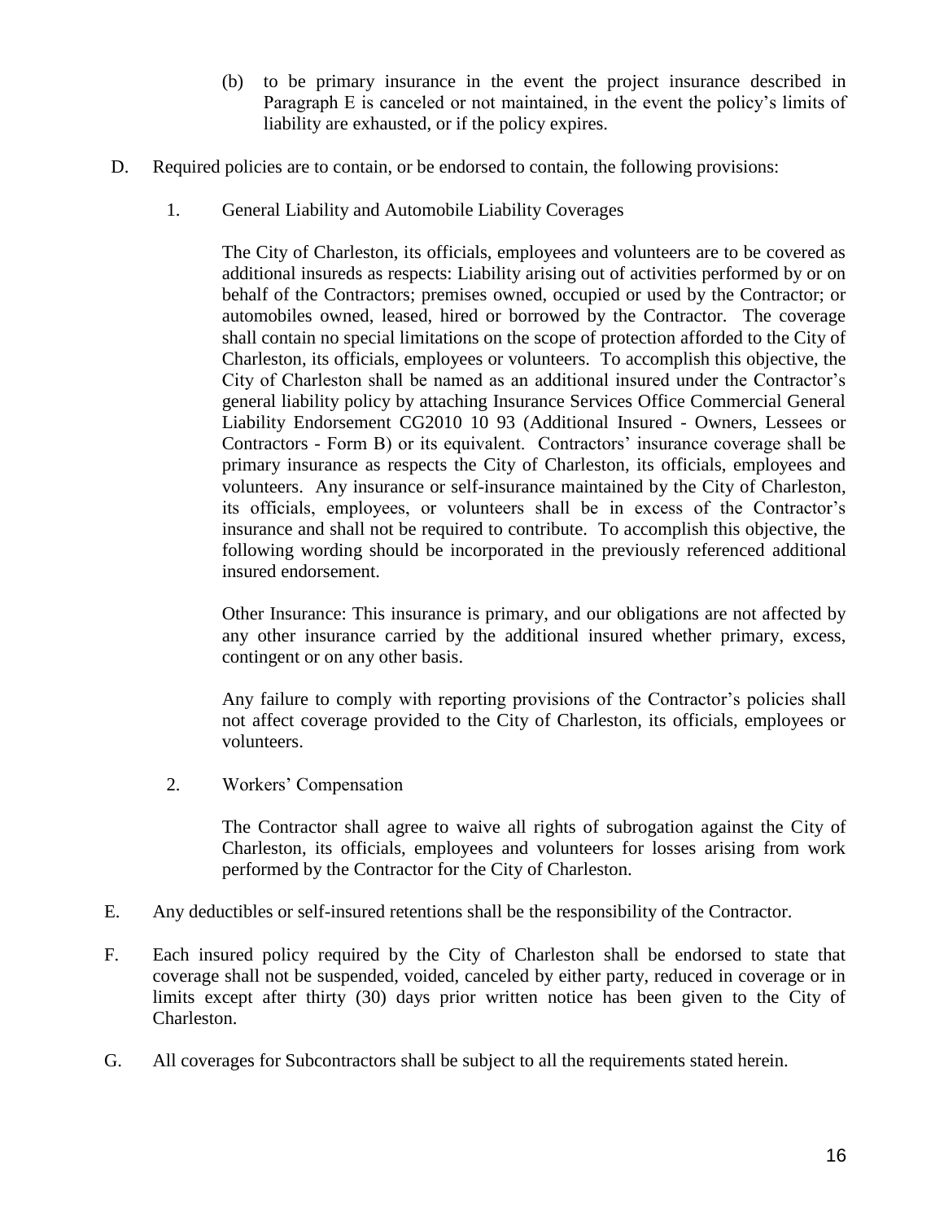(b) to be primary insurance in the event the project insurance described in Paragraph E is canceled or not maintained, in the event the policy's limits of liability are exhausted, or if the policy expires.

D. Required policies are to contain, or be endorsed to contain, the following provisions:

1. General Liability and Automobile Liability Coverages

The City of Charleston, its officials, employees and volunteers are to be covered as additional insureds as respects: Liability arising out of activities performed by or on behalf of the Contractors; premises owned, occupied or used by the Contractor; or automobiles owned, leased, hired or borrowed by the Contractor. The coverage shall contain no special limitations on the scope of protection afforded to the City of Charleston, its officials, employees or volunteers. To accomplish this objective, the City of Charleston shall be named as an additional insured under the Contractor's general liability policy by attaching Insurance Services Office Commercial General Liability Endorsement CG2010 10 93 (Additional Insured - Owners, Lessees or Contractors - Form B) or its equivalent. Contractors' insurance coverage shall be primary insurance as respects the City of Charleston, its officials, employees and volunteers. Any insurance or self-insurance maintained by the City of Charleston, its officials, employees, or volunteers shall be in excess of the Contractor's insurance and shall not be required to contribute. To accomplish this objective, the following wording should be incorporated in the previously referenced additional insured endorsement.

Other Insurance: This insurance is primary, and our obligations are not affected by any other insurance carried by the additional insured whether primary, excess, contingent or on any other basis.

Any failure to comply with reporting provisions of the Contractor's policies shall not affect coverage provided to the City of Charleston, its officials, employees or volunteers.

2. Workers' Compensation

The Contractor shall agree to waive all rights of subrogation against the City of Charleston, its officials, employees and volunteers for losses arising from work performed by the Contractor for the City of Charleston.

E. Any deductibles or self-insured retentions shall be the responsibility of the Contractor.

F. Each insured policy required by the City of Charleston shall be endorsed to state that coverage shall not be suspended, voided, canceled by either party, reduced in coverage or in limits except after thirty (30) days prior written notice has been given to the City of Charleston.

G. All coverages for Subcontractors shall be subject to all the requirements stated herein.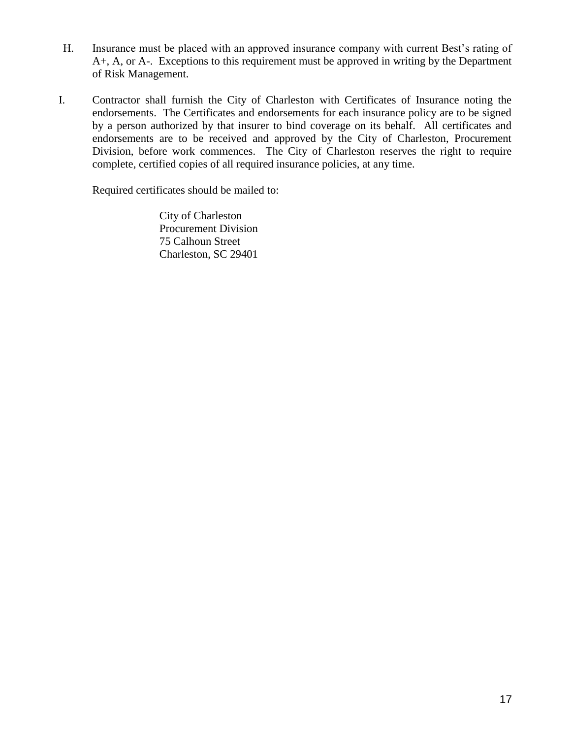H. Insurance must be placed with an approved insurance company with current Best's rating of A+, A, or A-. Exceptions to this requirement must be approved in writing by the Department of Risk Management.

I. Contractor shall furnish the City of Charleston with Certificates of Insurance noting the endorsements. The Certificates and endorsements for each insurance policy are to be signed by a person authorized by that insurer to bind coverage on its behalf. All certificates and endorsements are to be received and approved by the City of Charleston, Procurement Division, before work commences. The City of Charleston reserves the right to require complete, certified copies of all required insurance policies, at any time.

   Required certificates should be mailed to:

   City of Charleston
   Procurement Division
   75 Calhoun Street
   Charleston, SC 29401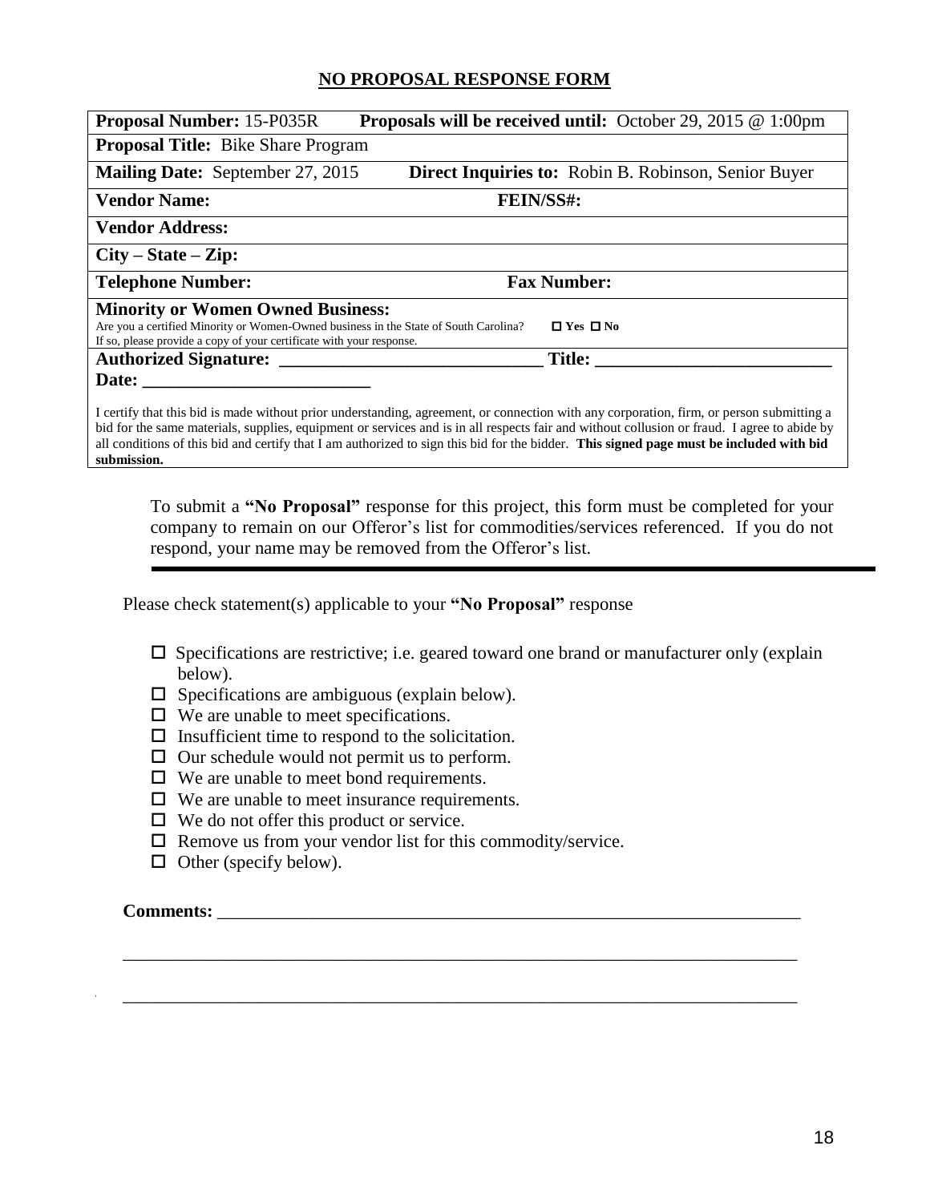## NO PROPOSAL RESPONSE FORM

| | |
|---|---|
| **Proposal Number:** 15-P035R | **Proposals will be received until:** October 29, 2015 @ 1:00pm |
| **Proposal Title:** Bike Share Program | |
| **Mailing Date:** September 27, 2015 | **Direct Inquiries to:** Robin B. Robinson, Senior Buyer |
| **Vendor Name:** | **FEIN/SS#:** |
| **Vendor Address:** | |
| **City – State – Zip:** | |
| **Telephone Number:** | **Fax Number:** |
| **Minority or Women Owned Business:** Are you a certified Minority or Women-Owned business in the State of South Carolina? ☐ Yes ☐ No If so, please provide a copy of your certificate with your response. | |
| **Authorized Signature:** ______________________________ | **Title:** ___________________________ |
| **Date:** __________________________ | |

I certify that this bid is made without prior understanding, agreement, or connection with any corporation, firm, or person submitting a bid for the same materials, supplies, equipment or services and is in all respects fair and without collusion or fraud. I agree to abide by all conditions of this bid and certify that I am authorized to sign this bid for the bidder. **This signed page must be included with bid submission.**

To submit a **"No Proposal"** response for this project, this form must be completed for your company to remain on our Offeror's list for commodities/services referenced. If you do not respond, your name may be removed from the Offeror's list.

---

Please check statement(s) applicable to your **"No Proposal"** response

- ☐ Specifications are restrictive; i.e. geared toward one brand or manufacturer only (explain below).
- ☐ Specifications are ambiguous (explain below).
- ☐ We are unable to meet specifications.
- ☐ Insufficient time to respond to the solicitation.
- ☐ Our schedule would not permit us to perform.
- ☐ We are unable to meet bond requirements.
- ☐ We are unable to meet insurance requirements.
- ☐ We do not offer this product or service.
- ☐ Remove us from your vendor list for this commodity/service.
- ☐ Other (specify below).

**Comments:** ___________________________________________________________________

_____________________________________________________________________________

_____________________________________________________________________________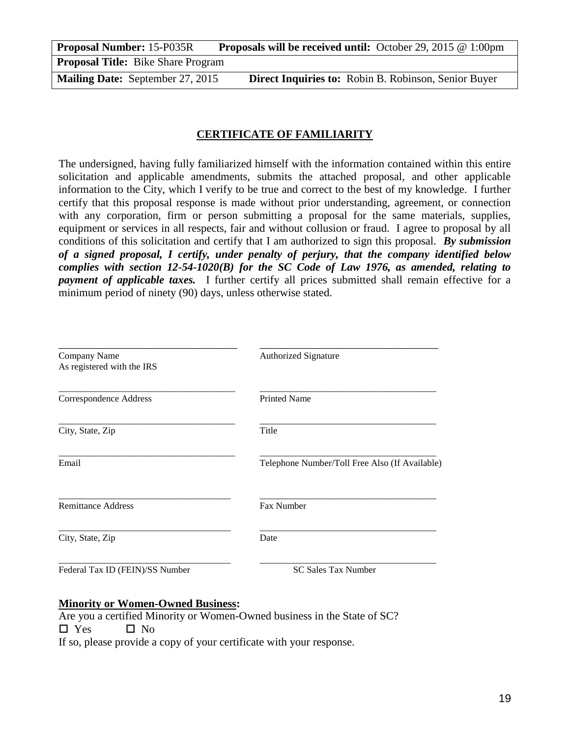| **Proposal Number:** 15-P035R | **Proposals will be received until:** October 29, 2015 @ 1:00pm |
| --- | --- |
| **Proposal Title:** Bike Share Program | |
| **Mailing Date:** September 27, 2015 | **Direct Inquiries to:** Robin B. Robinson, Senior Buyer |

## CERTIFICATE OF FAMILIARITY

The undersigned, having fully familiarized himself with the information contained within this entire solicitation and applicable amendments, submits the attached proposal, and other applicable information to the City, which I verify to be true and correct to the best of my knowledge. I further certify that this proposal response is made without prior understanding, agreement, or connection with any corporation, firm or person submitting a proposal for the same materials, supplies, equipment or services in all respects, fair and without collusion or fraud. I agree to proposal by all conditions of this solicitation and certify that I am authorized to sign this proposal. ***By submission of a signed proposal, I certify, under penalty of perjury, that the company identified below complies with section 12-54-1020(B) for the SC Code of Law 1976, as amended, relating to payment of applicable taxes.*** I further certify all prices submitted shall remain effective for a minimum period of ninety (90) days, unless otherwise stated.

| | |
| --- | --- |
| ______________________________ | ______________________________ |
| Company Name<br>As registered with the IRS | Authorized Signature |
| ______________________________ | ______________________________ |
| Correspondence Address | Printed Name |
| ______________________________ | ______________________________ |
| City, State, Zip | Title |
| ______________________________ | ______________________________ |
| Email | Telephone Number/Toll Free Also (If Available) |
| ______________________________ | ______________________________ |
| Remittance Address | Fax Number |
| ______________________________ | ______________________________ |
| City, State, Zip | Date |
| ______________________________ | ______________________________ |
| Federal Tax ID (FEIN)/SS Number | SC Sales Tax Number |

**Minority or Women-Owned Business:**

Are you a certified Minority or Women-Owned business in the State of SC?

☐ Yes ☐ No

If so, please provide a copy of your certificate with your response.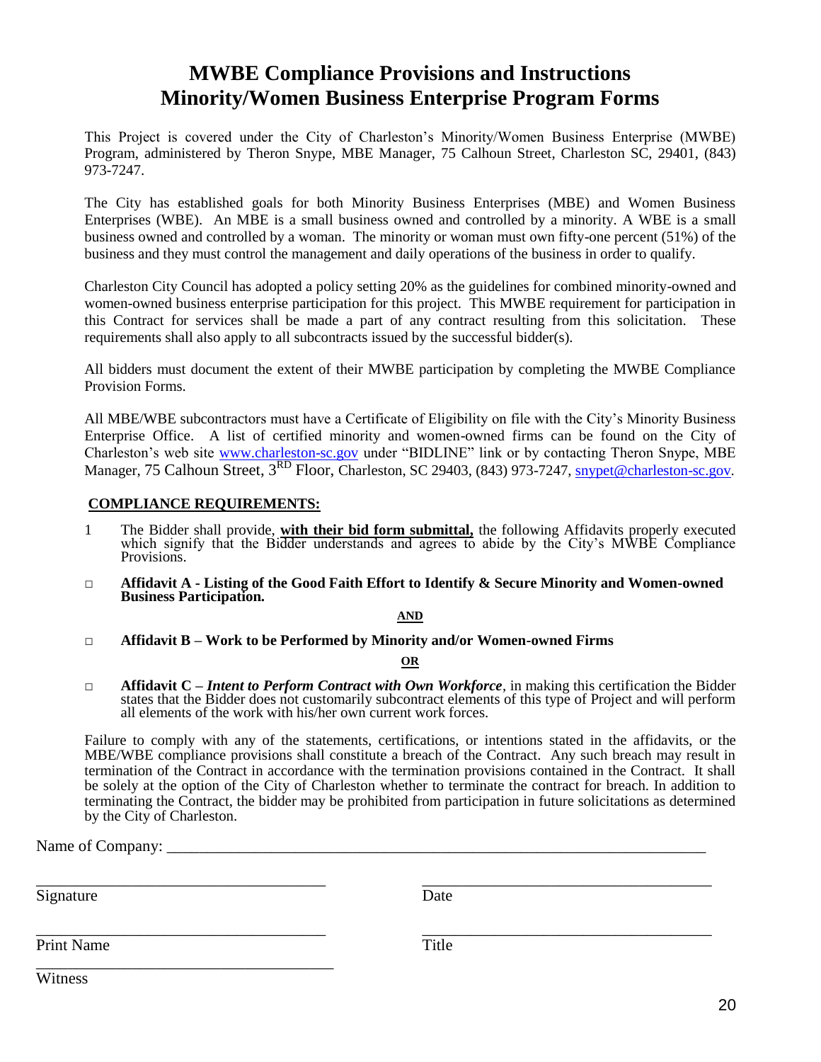# MWBE Compliance Provisions and Instructions
# Minority/Women Business Enterprise Program Forms

This Project is covered under the City of Charleston's Minority/Women Business Enterprise (MWBE) Program, administered by Theron Snype, MBE Manager, 75 Calhoun Street, Charleston SC, 29401, (843) 973-7247.

The City has established goals for both Minority Business Enterprises (MBE) and Women Business Enterprises (WBE). An MBE is a small business owned and controlled by a minority. A WBE is a small business owned and controlled by a woman. The minority or woman must own fifty-one percent (51%) of the business and they must control the management and daily operations of the business in order to qualify.

Charleston City Council has adopted a policy setting 20% as the guidelines for combined minority-owned and women-owned business enterprise participation for this project. This MWBE requirement for participation in this Contract for services shall be made a part of any contract resulting from this solicitation. These requirements shall also apply to all subcontracts issued by the successful bidder(s).

All bidders must document the extent of their MWBE participation by completing the MWBE Compliance Provision Forms.

All MBE/WBE subcontractors must have a Certificate of Eligibility on file with the City's Minority Business Enterprise Office. A list of certified minority and women-owned firms can be found on the City of Charleston's web site www.charleston-sc.gov under "BIDLINE" link or by contacting Theron Snype, MBE Manager, 75 Calhoun Street, 3RD Floor, Charleston, SC 29403, (843) 973-7247, snypet@charleston-sc.gov.

**COMPLIANCE REQUIREMENTS:**

1 The Bidder shall provide, **with their bid form submittal,** the following Affidavits properly executed which signify that the Bidder understands and agrees to abide by the City's MWBE Compliance Provisions.

□ **Affidavit A - Listing of the Good Faith Effort to Identify & Secure Minority and Women-owned Business Participation.**

**AND**

□ **Affidavit B – Work to be Performed by Minority and/or Women-owned Firms**

**OR**

□ **Affidavit C –** ***Intent to Perform Contract with Own Workforce***, in making this certification the Bidder states that the Bidder does not customarily subcontract elements of this type of Project and will perform all elements of the work with his/her own current work forces.

Failure to comply with any of the statements, certifications, or intentions stated in the affidavits, or the MBE/WBE compliance provisions shall constitute a breach of the Contract. Any such breach may result in termination of the Contract in accordance with the termination provisions contained in the Contract. It shall be solely at the option of the City of Charleston whether to terminate the contract for breach. In addition to terminating the Contract, the bidder may be prohibited from participation in future solicitations as determined by the City of Charleston.

Name of Company: ___________________________________________________________________

____________________________________ ____________________________________
Signature Date

____________________________________ ____________________________________
Print Name Title

____________________________________
Witness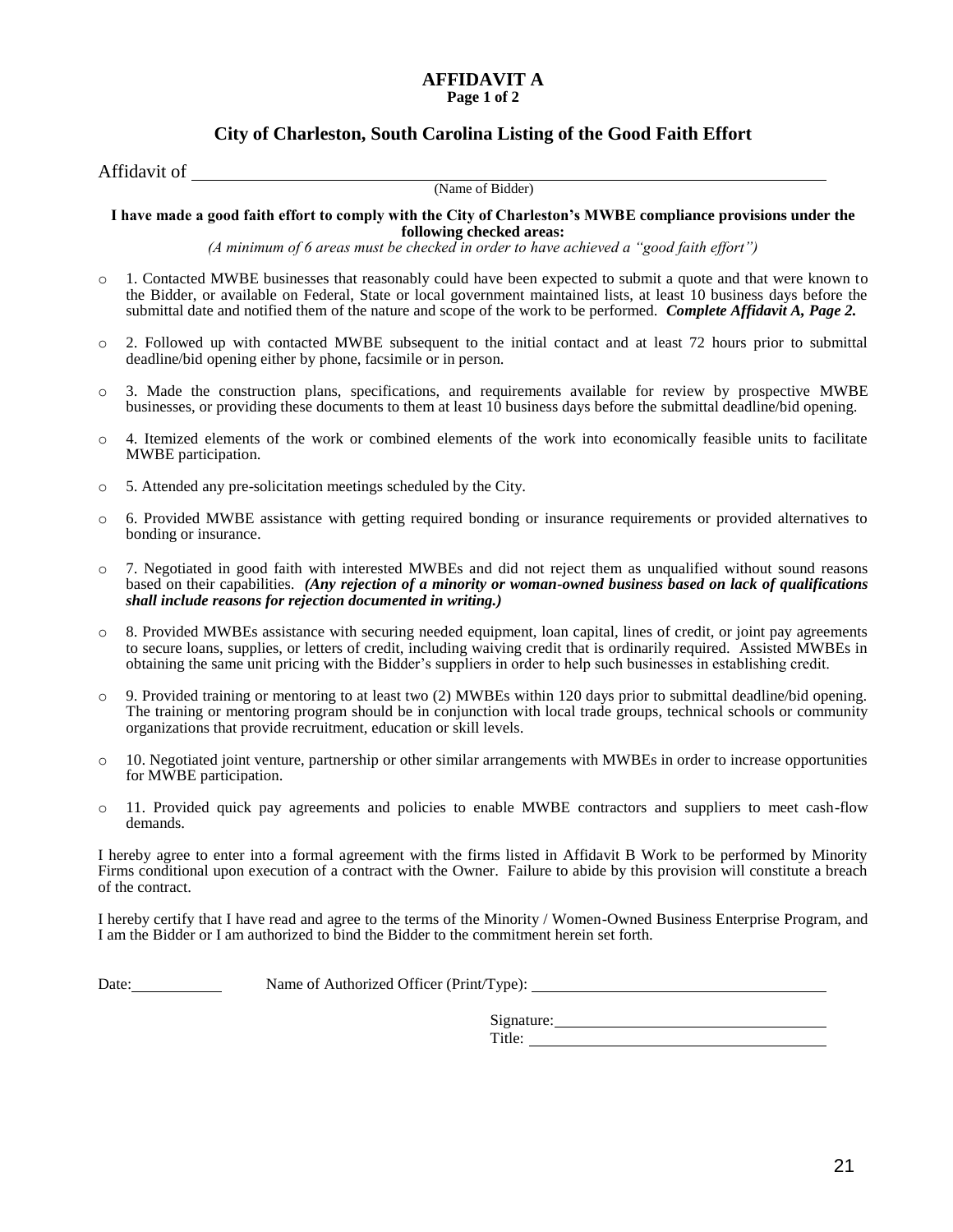# AFFIDAVIT A

**Page 1 of 2**

## City of Charleston, South Carolina Listing of the Good Faith Effort

Affidavit of ______________________________________________
(Name of Bidder)

**I have made a good faith effort to comply with the City of Charleston's MWBE compliance provisions under the following checked areas:**

*(A minimum of 6 areas must be checked in order to have achieved a "good faith effort")*

- o 1. Contacted MWBE businesses that reasonably could have been expected to submit a quote and that were known to the Bidder, or available on Federal, State or local government maintained lists, at least 10 business days before the submittal date and notified them of the nature and scope of the work to be performed. ***Complete Affidavit A, Page 2.***
- o 2. Followed up with contacted MWBE subsequent to the initial contact and at least 72 hours prior to submittal deadline/bid opening either by phone, facsimile or in person.
- o 3. Made the construction plans, specifications, and requirements available for review by prospective MWBE businesses, or providing these documents to them at least 10 business days before the submittal deadline/bid opening.
- o 4. Itemized elements of the work or combined elements of the work into economically feasible units to facilitate MWBE participation.
- o 5. Attended any pre-solicitation meetings scheduled by the City.
- o 6. Provided MWBE assistance with getting required bonding or insurance requirements or provided alternatives to bonding or insurance.
- o 7. Negotiated in good faith with interested MWBEs and did not reject them as unqualified without sound reasons based on their capabilities. ***(Any rejection of a minority or woman-owned business based on lack of qualifications shall include reasons for rejection documented in writing.)***
- o 8. Provided MWBEs assistance with securing needed equipment, loan capital, lines of credit, or joint pay agreements to secure loans, supplies, or letters of credit, including waiving credit that is ordinarily required. Assisted MWBEs in obtaining the same unit pricing with the Bidder's suppliers in order to help such businesses in establishing credit.
- o 9. Provided training or mentoring to at least two (2) MWBEs within 120 days prior to submittal deadline/bid opening. The training or mentoring program should be in conjunction with local trade groups, technical schools or community organizations that provide recruitment, education or skill levels.
- o 10. Negotiated joint venture, partnership or other similar arrangements with MWBEs in order to increase opportunities for MWBE participation.
- o 11. Provided quick pay agreements and policies to enable MWBE contractors and suppliers to meet cash-flow demands.

I hereby agree to enter into a formal agreement with the firms listed in Affidavit B Work to be performed by Minority Firms conditional upon execution of a contract with the Owner. Failure to abide by this provision will constitute a breach of the contract.

I hereby certify that I have read and agree to the terms of the Minority / Women-Owned Business Enterprise Program, and I am the Bidder or I am authorized to bind the Bidder to the commitment herein set forth.

Date:____________ Name of Authorized Officer (Print/Type): ______________________________

Signature: ______________________________

Title: ______________________________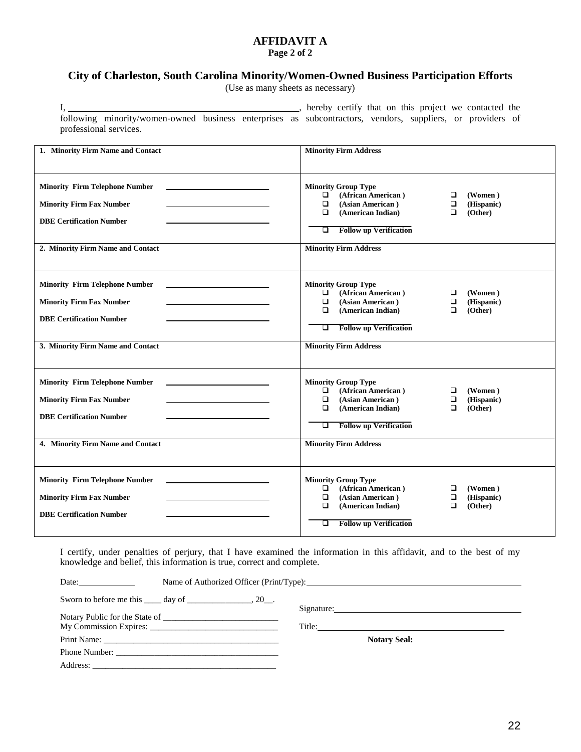# AFFIDAVIT A

**Page 2 of 2**

## City of Charleston, South Carolina Minority/Women-Owned Business Participation Efforts

(Use as many sheets as necessary)

I, ________________________________________________, hereby certify that on this project we contacted the following minority/women-owned business enterprises as subcontractors, vendors, suppliers, or providers of professional services.

| **1. Minority Firm Name and Contact** | **Minority Firm Address** |
|---|---|
| **Minority Firm Telephone Number** ______________________<br>**Minority Firm Fax Number** ______________________<br>**DBE Certification Number** ______________________ | **Minority Group Type**<br>❑ **(African American )** ❑ **(Women )**<br>❑ **(Asian American )** ❑ **(Hispanic)**<br>❑ **(American Indian)** ❑ **(Other)**<br>______________________<br>❑ **Follow up Verification** |
| **2. Minority Firm Name and Contact** | **Minority Firm Address** |
| **Minority Firm Telephone Number** ______________________<br>**Minority Firm Fax Number** ______________________<br>**DBE Certification Number** ______________________ | **Minority Group Type**<br>❑ **(African American )** ❑ **(Women )**<br>❑ **(Asian American )** ❑ **(Hispanic)**<br>❑ **(American Indian)** ❑ **(Other)**<br>______________________<br>❑ **Follow up Verification** |
| **3. Minority Firm Name and Contact** | **Minority Firm Address** |
| **Minority Firm Telephone Number** ______________________<br>**Minority Firm Fax Number** ______________________<br>**DBE Certification Number** ______________________ | **Minority Group Type**<br>❑ **(African American )** ❑ **(Women )**<br>❑ **(Asian American )** ❑ **(Hispanic)**<br>❑ **(American Indian)** ❑ **(Other)**<br>______________________<br>❑ **Follow up Verification** |
| **4. Minority Firm Name and Contact** | **Minority Firm Address** |
| **Minority Firm Telephone Number** ______________________<br>**Minority Firm Fax Number** ______________________<br>**DBE Certification Number** ______________________ | **Minority Group Type**<br>❑ **(African American )** ❑ **(Women )**<br>❑ **(Asian American )** ❑ **(Hispanic)**<br>❑ **(American Indian)** ❑ **(Other)**<br>______________________<br>❑ **Follow up Verification** |

I certify, under penalties of perjury, that I have examined the information in this affidavit, and to the best of my knowledge and belief, this information is true, correct and complete.

Date: ____________ Name of Authorized Officer (Print/Type): ________________________________________

Sworn to before me this ____ day of _______________, 20__.

Notary Public for the State of ___________________________

My Commission Expires: ______________________________

Print Name: _________________________________________

Phone Number: ______________________________________

Address: ___________________________________________

Signature: ________________________________________

Title: ____________________________________________

**Notary Seal:**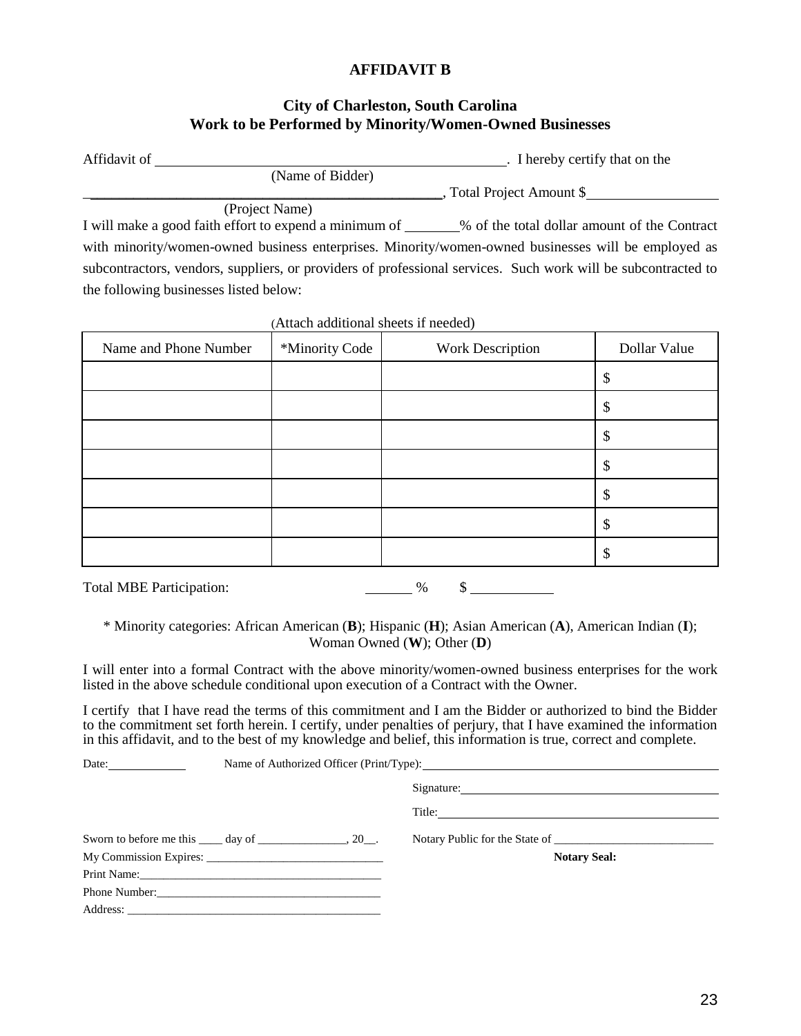# AFFIDAVIT B

## City of Charleston, South Carolina
## Work to be Performed by Minority/Women-Owned Businesses

Affidavit of ______________________________________________. I hereby certify that on the
(Name of Bidder)

______________________________________________, Total Project Amount $__________________
(Project Name)

I will make a good faith effort to expend a minimum of _______% of the total dollar amount of the Contract with minority/women-owned business enterprises. Minority/women-owned businesses will be employed as subcontractors, vendors, suppliers, or providers of professional services. Such work will be subcontracted to the following businesses listed below:

(Attach additional sheets if needed)

| Name and Phone Number | *Minority Code | Work Description | Dollar Value |
|---|---|---|---|
| | | | $ |
| | | | $ |
| | | | $ |
| | | | $ |
| | | | $ |
| | | | $ |
| | | | $ |

Total MBE Participation: _______ % $ ___________

\* Minority categories: African American (**B**); Hispanic (**H**); Asian American (**A**), American Indian (**I**); Woman Owned (**W**); Other (**D**)

I will enter into a formal Contract with the above minority/women-owned business enterprises for the work listed in the above schedule conditional upon execution of a Contract with the Owner.

I certify that I have read the terms of this commitment and I am the Bidder or authorized to bind the Bidder to the commitment set forth herein. I certify, under penalties of perjury, that I have examined the information in this affidavit, and to the best of my knowledge and belief, this information is true, correct and complete.

Date:____________ Name of Authorized Officer (Print/Type):______________________________________

Signature:______________________________________

Title:______________________________________

Sworn to before me this ____ day of _______________, 20__.

My Commission Expires: ______________________________

Print Name:______________________________________

Phone Number:______________________________________

Address: ______________________________________

Notary Public for the State of ___________________________

**Notary Seal:**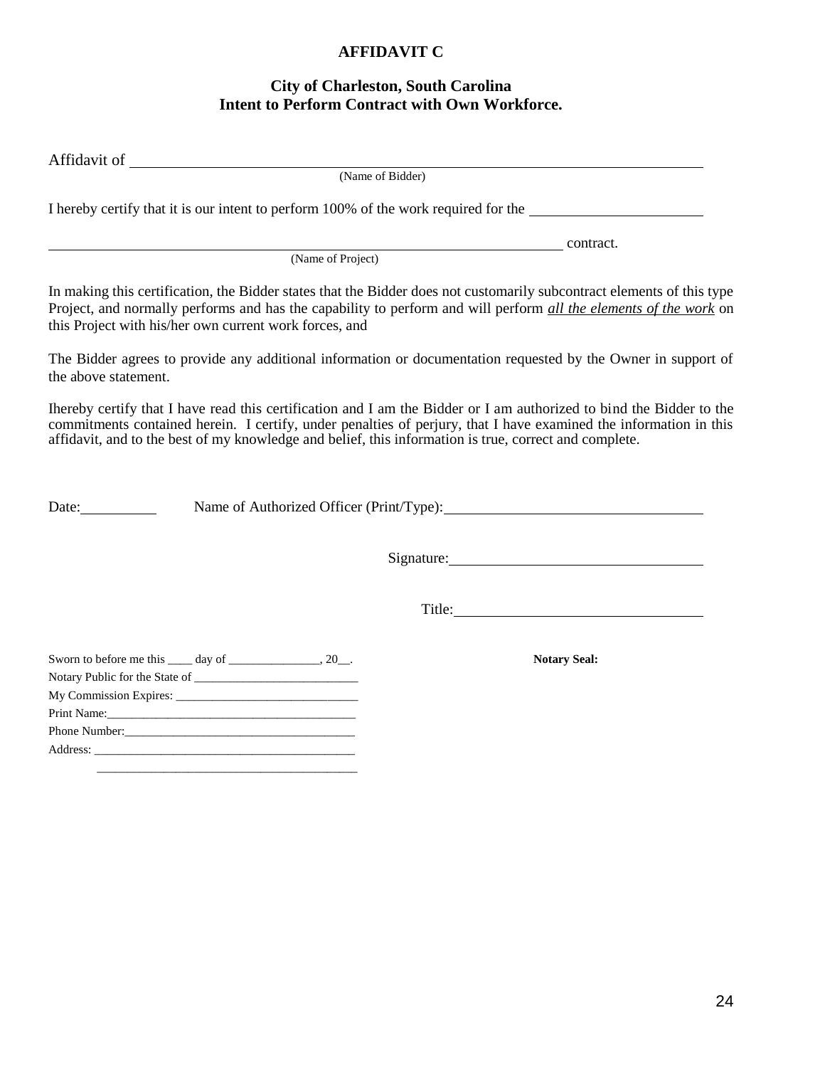**AFFIDAVIT C**

**City of Charleston, South Carolina**
**Intent to Perform Contract with Own Workforce.**

Affidavit of ______________________________________________________________
(Name of Bidder)

I hereby certify that it is our intent to perform 100% of the work required for the ____________________

______________________________________________________________ contract.
(Name of Project)

In making this certification, the Bidder states that the Bidder does not customarily subcontract elements of this type Project, and normally performs and has the capability to perform and will perform ***all the elements of the work*** on this Project with his/her own current work forces, and

The Bidder agrees to provide any additional information or documentation requested by the Owner in support of the above statement.

Ihereby certify that I have read this certification and I am the Bidder or I am authorized to bind the Bidder to the commitments contained herein. I certify, under penalties of perjury, that I have examined the information in this affidavit, and to the best of my knowledge and belief, this information is true, correct and complete.

Date:__________ Name of Authorized Officer (Print/Type):______________________________

Signature:______________________________

Title:______________________________

Sworn to before me this ____ day of _______________, 20__.

Notary Public for the State of __________________________

My Commission Expires: ______________________________

Print Name:________________________________________

Phone Number:______________________________________

Address: __________________________________________

__________________________________________

**Notary Seal:**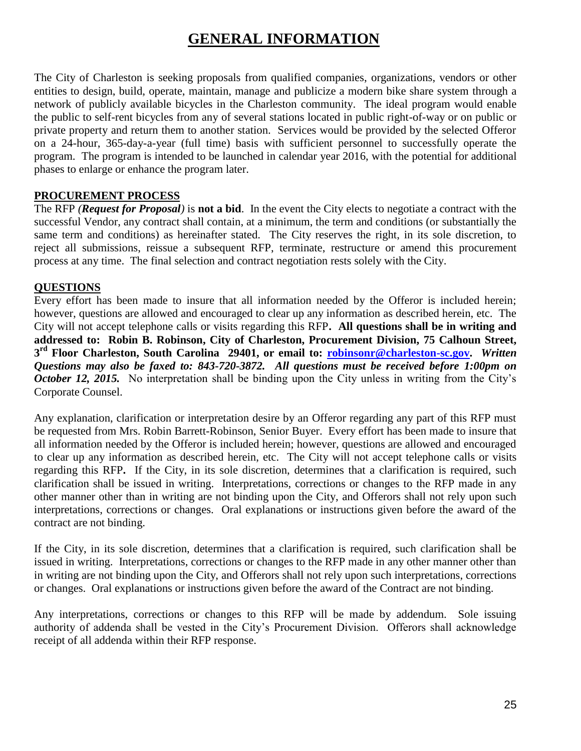# GENERAL INFORMATION

The City of Charleston is seeking proposals from qualified companies, organizations, vendors or other entities to design, build, operate, maintain, manage and publicize a modern bike share system through a network of publicly available bicycles in the Charleston community. The ideal program would enable the public to self-rent bicycles from any of several stations located in public right-of-way or on public or private property and return them to another station. Services would be provided by the selected Offeror on a 24-hour, 365-day-a-year (full time) basis with sufficient personnel to successfully operate the program. The program is intended to be launched in calendar year 2016, with the potential for additional phases to enlarge or enhance the program later.

**PROCUREMENT PROCESS**

The RFP *(**Request for Proposal**)* is **not a bid**. In the event the City elects to negotiate a contract with the successful Vendor, any contract shall contain, at a minimum, the term and conditions (or substantially the same term and conditions) as hereinafter stated. The City reserves the right, in its sole discretion, to reject all submissions, reissue a subsequent RFP, terminate, restructure or amend this procurement process at any time. The final selection and contract negotiation rests solely with the City.

**QUESTIONS**

Every effort has been made to insure that all information needed by the Offeror is included herein; however, questions are allowed and encouraged to clear up any information as described herein, etc. The City will not accept telephone calls or visits regarding this RFP**. All questions shall be in writing and addressed to: Robin B. Robinson, City of Charleston, Procurement Division, 75 Calhoun Street, 3rd Floor Charleston, South Carolina 29401, or email to: robinsonr@charleston-sc.gov.** ***Written Questions may also be faxed to: 843-720-3872. All questions must be received before 1:00pm on October 12, 2015.*** No interpretation shall be binding upon the City unless in writing from the City's Corporate Counsel.

Any explanation, clarification or interpretation desire by an Offeror regarding any part of this RFP must be requested from Mrs. Robin Barrett-Robinson, Senior Buyer. Every effort has been made to insure that all information needed by the Offeror is included herein; however, questions are allowed and encouraged to clear up any information as described herein, etc. The City will not accept telephone calls or visits regarding this RFP**.** If the City, in its sole discretion, determines that a clarification is required, such clarification shall be issued in writing. Interpretations, corrections or changes to the RFP made in any other manner other than in writing are not binding upon the City, and Offerors shall not rely upon such interpretations, corrections or changes. Oral explanations or instructions given before the award of the contract are not binding.

If the City, in its sole discretion, determines that a clarification is required, such clarification shall be issued in writing. Interpretations, corrections or changes to the RFP made in any other manner other than in writing are not binding upon the City, and Offerors shall not rely upon such interpretations, corrections or changes. Oral explanations or instructions given before the award of the Contract are not binding.

Any interpretations, corrections or changes to this RFP will be made by addendum. Sole issuing authority of addenda shall be vested in the City's Procurement Division. Offerors shall acknowledge receipt of all addenda within their RFP response.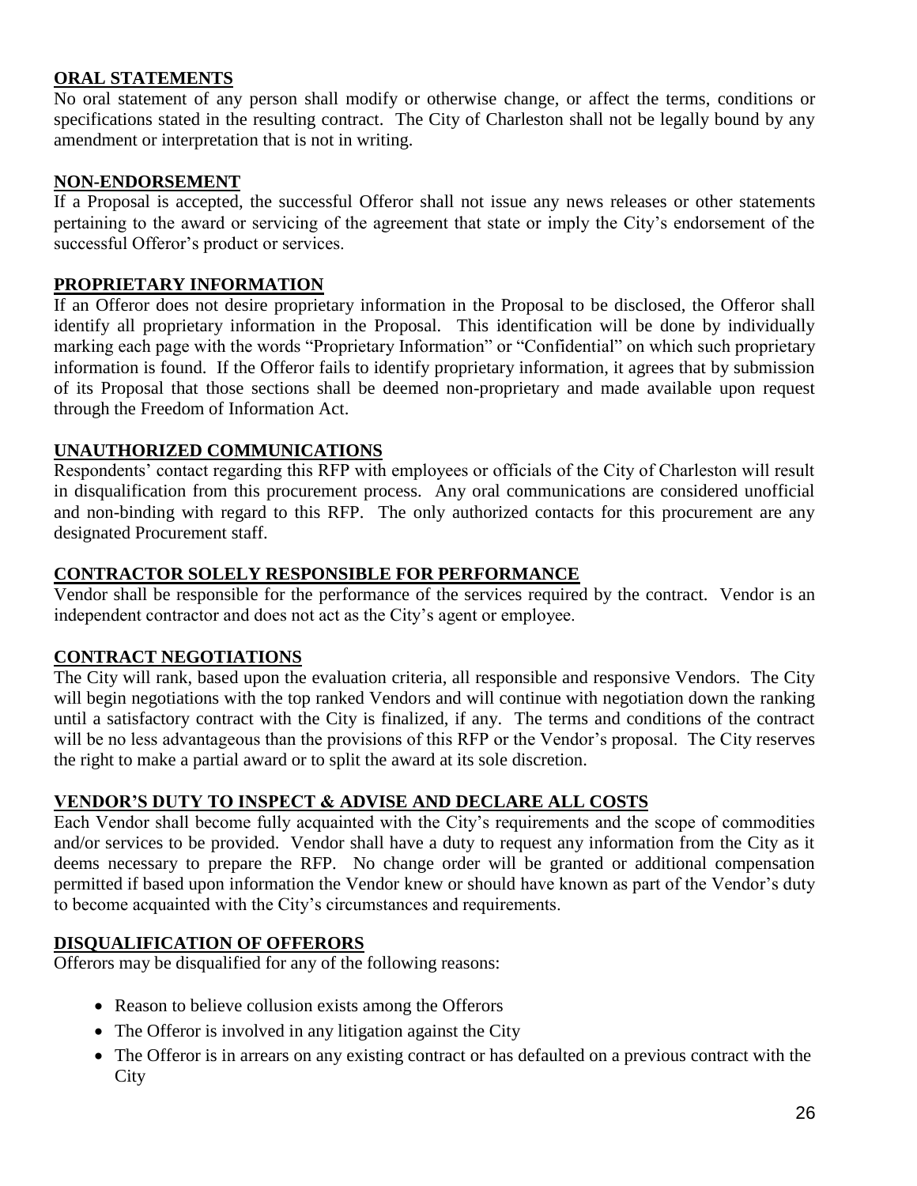## ORAL STATEMENTS

No oral statement of any person shall modify or otherwise change, or affect the terms, conditions or specifications stated in the resulting contract. The City of Charleston shall not be legally bound by any amendment or interpretation that is not in writing.

## NON-ENDORSEMENT

If a Proposal is accepted, the successful Offeror shall not issue any news releases or other statements pertaining to the award or servicing of the agreement that state or imply the City's endorsement of the successful Offeror's product or services.

## PROPRIETARY INFORMATION

If an Offeror does not desire proprietary information in the Proposal to be disclosed, the Offeror shall identify all proprietary information in the Proposal. This identification will be done by individually marking each page with the words "Proprietary Information" or "Confidential" on which such proprietary information is found. If the Offeror fails to identify proprietary information, it agrees that by submission of its Proposal that those sections shall be deemed non-proprietary and made available upon request through the Freedom of Information Act.

## UNAUTHORIZED COMMUNICATIONS

Respondents' contact regarding this RFP with employees or officials of the City of Charleston will result in disqualification from this procurement process. Any oral communications are considered unofficial and non-binding with regard to this RFP. The only authorized contacts for this procurement are any designated Procurement staff.

## CONTRACTOR SOLELY RESPONSIBLE FOR PERFORMANCE

Vendor shall be responsible for the performance of the services required by the contract. Vendor is an independent contractor and does not act as the City's agent or employee.

## CONTRACT NEGOTIATIONS

The City will rank, based upon the evaluation criteria, all responsible and responsive Vendors. The City will begin negotiations with the top ranked Vendors and will continue with negotiation down the ranking until a satisfactory contract with the City is finalized, if any. The terms and conditions of the contract will be no less advantageous than the provisions of this RFP or the Vendor's proposal. The City reserves the right to make a partial award or to split the award at its sole discretion.

## VENDOR'S DUTY TO INSPECT & ADVISE AND DECLARE ALL COSTS

Each Vendor shall become fully acquainted with the City's requirements and the scope of commodities and/or services to be provided. Vendor shall have a duty to request any information from the City as it deems necessary to prepare the RFP. No change order will be granted or additional compensation permitted if based upon information the Vendor knew or should have known as part of the Vendor's duty to become acquainted with the City's circumstances and requirements.

## DISQUALIFICATION OF OFFERORS

Offerors may be disqualified for any of the following reasons:

- Reason to believe collusion exists among the Offerors
- The Offeror is involved in any litigation against the City
- The Offeror is in arrears on any existing contract or has defaulted on a previous contract with the City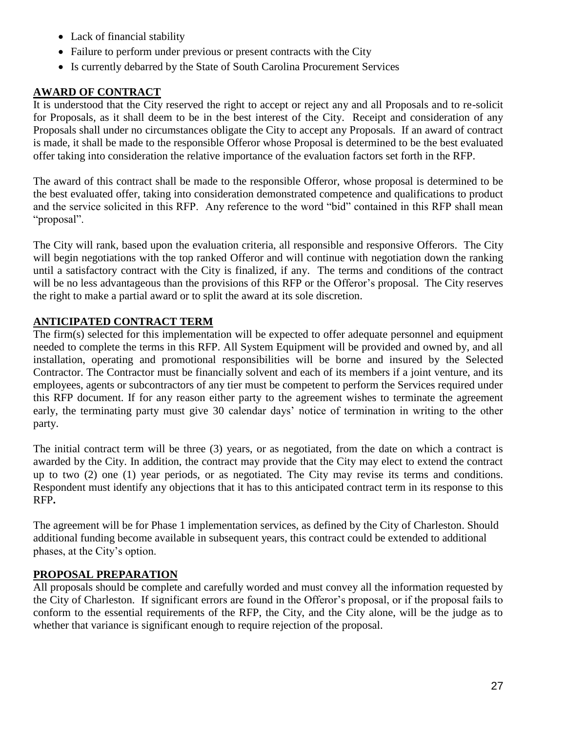- Lack of financial stability
- Failure to perform under previous or present contracts with the City
- Is currently debarred by the State of South Carolina Procurement Services

## AWARD OF CONTRACT

It is understood that the City reserved the right to accept or reject any and all Proposals and to re-solicit for Proposals, as it shall deem to be in the best interest of the City. Receipt and consideration of any Proposals shall under no circumstances obligate the City to accept any Proposals. If an award of contract is made, it shall be made to the responsible Offeror whose Proposal is determined to be the best evaluated offer taking into consideration the relative importance of the evaluation factors set forth in the RFP.

The award of this contract shall be made to the responsible Offeror, whose proposal is determined to be the best evaluated offer, taking into consideration demonstrated competence and qualifications to product and the service solicited in this RFP. Any reference to the word "bid" contained in this RFP shall mean "proposal".

The City will rank, based upon the evaluation criteria, all responsible and responsive Offerors. The City will begin negotiations with the top ranked Offeror and will continue with negotiation down the ranking until a satisfactory contract with the City is finalized, if any. The terms and conditions of the contract will be no less advantageous than the provisions of this RFP or the Offeror's proposal. The City reserves the right to make a partial award or to split the award at its sole discretion.

## ANTICIPATED CONTRACT TERM

The firm(s) selected for this implementation will be expected to offer adequate personnel and equipment needed to complete the terms in this RFP. All System Equipment will be provided and owned by, and all installation, operating and promotional responsibilities will be borne and insured by the Selected Contractor. The Contractor must be financially solvent and each of its members if a joint venture, and its employees, agents or subcontractors of any tier must be competent to perform the Services required under this RFP document. If for any reason either party to the agreement wishes to terminate the agreement early, the terminating party must give 30 calendar days' notice of termination in writing to the other party.

The initial contract term will be three (3) years, or as negotiated, from the date on which a contract is awarded by the City. In addition, the contract may provide that the City may elect to extend the contract up to two (2) one (1) year periods, or as negotiated. The City may revise its terms and conditions. Respondent must identify any objections that it has to this anticipated contract term in its response to this RFP**.**

The agreement will be for Phase 1 implementation services, as defined by the City of Charleston. Should additional funding become available in subsequent years, this contract could be extended to additional phases, at the City's option.

## PROPOSAL PREPARATION

All proposals should be complete and carefully worded and must convey all the information requested by the City of Charleston. If significant errors are found in the Offeror's proposal, or if the proposal fails to conform to the essential requirements of the RFP, the City, and the City alone, will be the judge as to whether that variance is significant enough to require rejection of the proposal.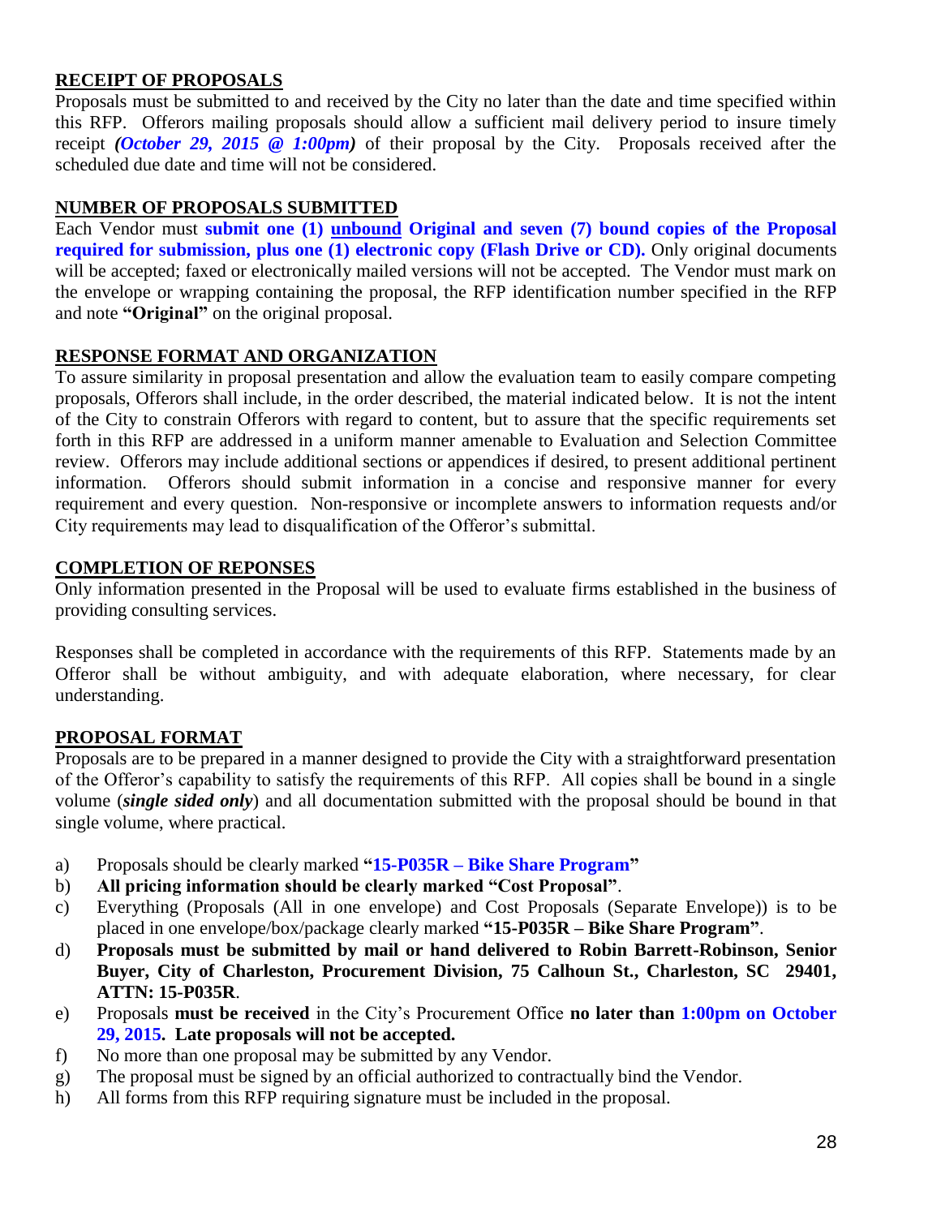## RECEIPT OF PROPOSALS

Proposals must be submitted to and received by the City no later than the date and time specified within this RFP. Offerors mailing proposals should allow a sufficient mail delivery period to insure timely receipt ***(October 29, 2015 @ 1:00pm)*** of their proposal by the City. Proposals received after the scheduled due date and time will not be considered.

## NUMBER OF PROPOSALS SUBMITTED

Each Vendor must **submit one (1) unbound Original and seven (7) bound copies of the Proposal required for submission, plus one (1) electronic copy (Flash Drive or CD).** Only original documents will be accepted; faxed or electronically mailed versions will not be accepted. The Vendor must mark on the envelope or wrapping containing the proposal, the RFP identification number specified in the RFP and note **"Original"** on the original proposal.

## RESPONSE FORMAT AND ORGANIZATION

To assure similarity in proposal presentation and allow the evaluation team to easily compare competing proposals, Offerors shall include, in the order described, the material indicated below. It is not the intent of the City to constrain Offerors with regard to content, but to assure that the specific requirements set forth in this RFP are addressed in a uniform manner amenable to Evaluation and Selection Committee review. Offerors may include additional sections or appendices if desired, to present additional pertinent information. Offerors should submit information in a concise and responsive manner for every requirement and every question. Non-responsive or incomplete answers to information requests and/or City requirements may lead to disqualification of the Offeror's submittal.

## COMPLETION OF REPONSES

Only information presented in the Proposal will be used to evaluate firms established in the business of providing consulting services.

Responses shall be completed in accordance with the requirements of this RFP. Statements made by an Offeror shall be without ambiguity, and with adequate elaboration, where necessary, for clear understanding.

## PROPOSAL FORMAT

Proposals are to be prepared in a manner designed to provide the City with a straightforward presentation of the Offeror's capability to satisfy the requirements of this RFP. All copies shall be bound in a single volume (***single sided only***) and all documentation submitted with the proposal should be bound in that single volume, where practical.

a) Proposals should be clearly marked **"15-P035R – Bike Share Program"**
b) **All pricing information should be clearly marked "Cost Proposal"**.
c) Everything (Proposals (All in one envelope) and Cost Proposals (Separate Envelope)) is to be placed in one envelope/box/package clearly marked **"15-P035R – Bike Share Program"**.
d) **Proposals must be submitted by mail or hand delivered to Robin Barrett-Robinson, Senior Buyer, City of Charleston, Procurement Division, 75 Calhoun St., Charleston, SC 29401, ATTN: 15-P035R**.
e) Proposals **must be received** in the City's Procurement Office **no later than 1:00pm on October 29, 2015. Late proposals will not be accepted.**
f) No more than one proposal may be submitted by any Vendor.
g) The proposal must be signed by an official authorized to contractually bind the Vendor.
h) All forms from this RFP requiring signature must be included in the proposal.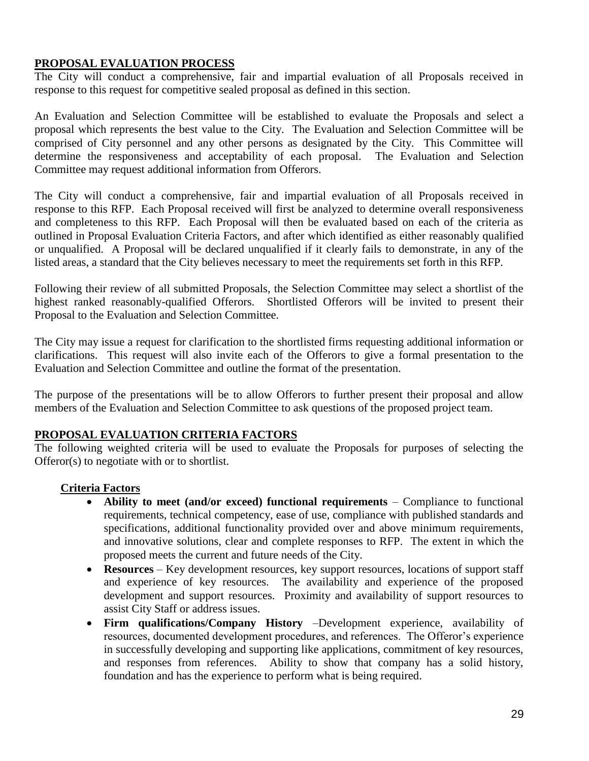## PROPOSAL EVALUATION PROCESS

The City will conduct a comprehensive, fair and impartial evaluation of all Proposals received in response to this request for competitive sealed proposal as defined in this section.

An Evaluation and Selection Committee will be established to evaluate the Proposals and select a proposal which represents the best value to the City. The Evaluation and Selection Committee will be comprised of City personnel and any other persons as designated by the City. This Committee will determine the responsiveness and acceptability of each proposal. The Evaluation and Selection Committee may request additional information from Offerors.

The City will conduct a comprehensive, fair and impartial evaluation of all Proposals received in response to this RFP. Each Proposal received will first be analyzed to determine overall responsiveness and completeness to this RFP. Each Proposal will then be evaluated based on each of the criteria as outlined in Proposal Evaluation Criteria Factors, and after which identified as either reasonably qualified or unqualified. A Proposal will be declared unqualified if it clearly fails to demonstrate, in any of the listed areas, a standard that the City believes necessary to meet the requirements set forth in this RFP.

Following their review of all submitted Proposals, the Selection Committee may select a shortlist of the highest ranked reasonably-qualified Offerors. Shortlisted Offerors will be invited to present their Proposal to the Evaluation and Selection Committee.

The City may issue a request for clarification to the shortlisted firms requesting additional information or clarifications. This request will also invite each of the Offerors to give a formal presentation to the Evaluation and Selection Committee and outline the format of the presentation.

The purpose of the presentations will be to allow Offerors to further present their proposal and allow members of the Evaluation and Selection Committee to ask questions of the proposed project team.

## PROPOSAL EVALUATION CRITERIA FACTORS

The following weighted criteria will be used to evaluate the Proposals for purposes of selecting the Offeror(s) to negotiate with or to shortlist.

### Criteria Factors

- **Ability to meet (and/or exceed) functional requirements** – Compliance to functional requirements, technical competency, ease of use, compliance with published standards and specifications, additional functionality provided over and above minimum requirements, and innovative solutions, clear and complete responses to RFP. The extent in which the proposed meets the current and future needs of the City.
- **Resources** – Key development resources, key support resources, locations of support staff and experience of key resources. The availability and experience of the proposed development and support resources. Proximity and availability of support resources to assist City Staff or address issues.
- **Firm qualifications/Company History** –Development experience, availability of resources, documented development procedures, and references. The Offeror's experience in successfully developing and supporting like applications, commitment of key resources, and responses from references. Ability to show that company has a solid history, foundation and has the experience to perform what is being required.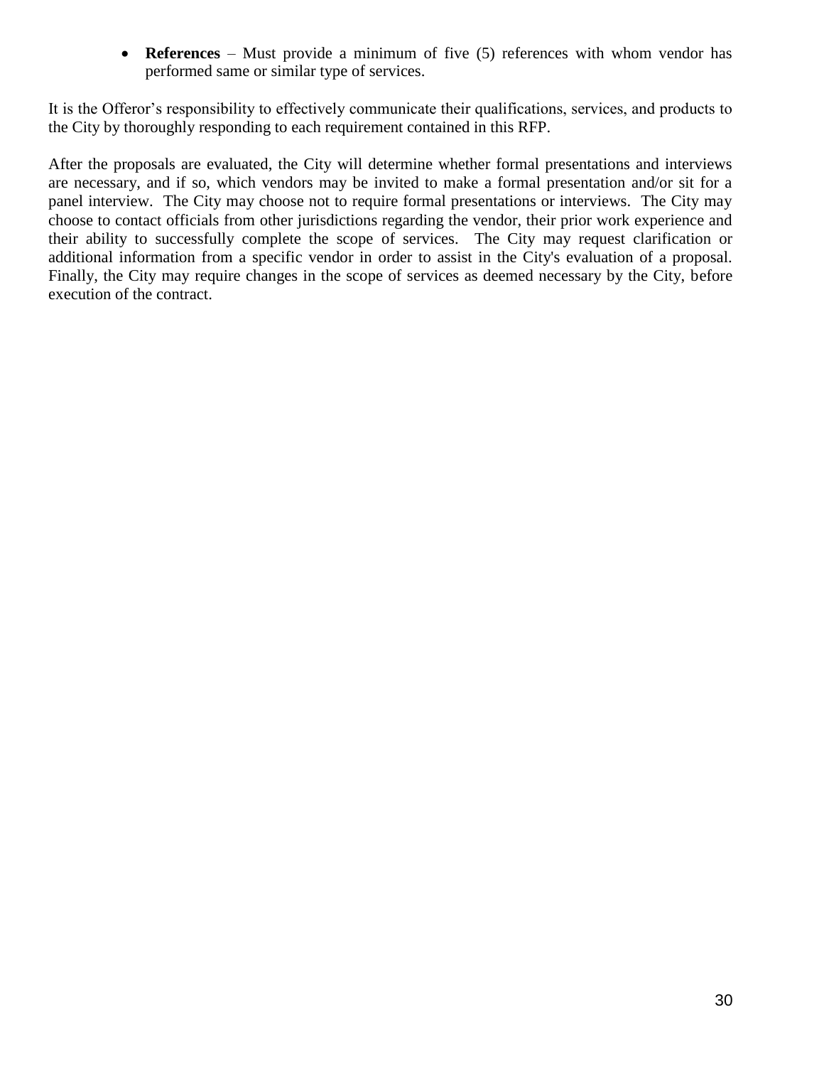- **References** – Must provide a minimum of five (5) references with whom vendor has performed same or similar type of services.

It is the Offeror's responsibility to effectively communicate their qualifications, services, and products to the City by thoroughly responding to each requirement contained in this RFP.

After the proposals are evaluated, the City will determine whether formal presentations and interviews are necessary, and if so, which vendors may be invited to make a formal presentation and/or sit for a panel interview. The City may choose not to require formal presentations or interviews. The City may choose to contact officials from other jurisdictions regarding the vendor, their prior work experience and their ability to successfully complete the scope of services. The City may request clarification or additional information from a specific vendor in order to assist in the City's evaluation of a proposal. Finally, the City may require changes in the scope of services as deemed necessary by the City, before execution of the contract.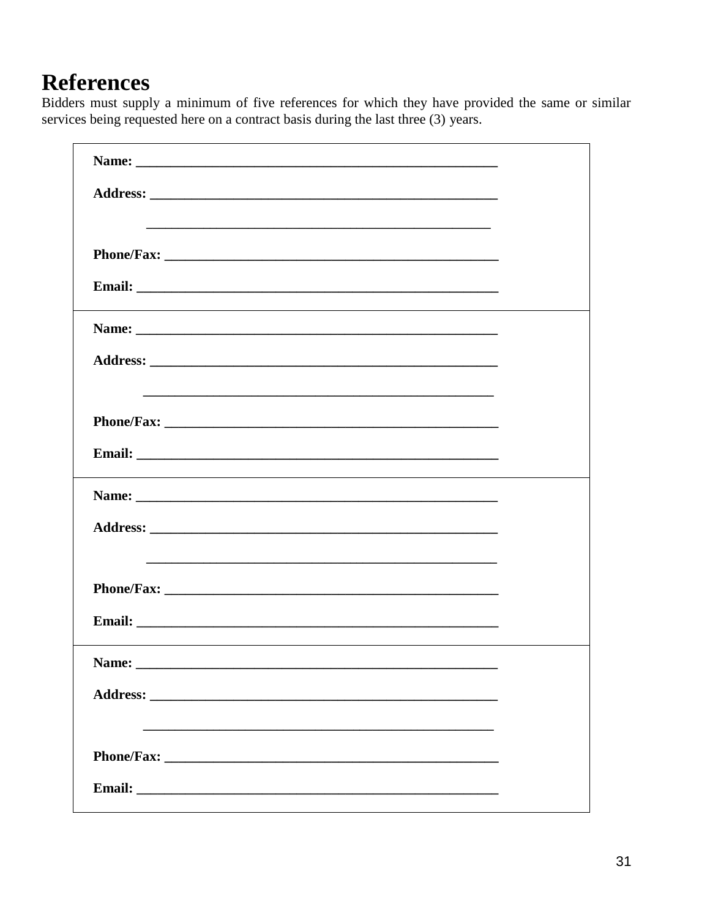# References

Bidders must supply a minimum of five references for which they have provided the same or similar services being requested here on a contract basis during the last three (3) years.

| |
|---|
| **Name:** ______________________________________________________ <br><br> **Address:** ____________________________________________________ <br><br> ____________________________________________________ <br><br> **Phone/Fax:** __________________________________________________ <br><br> **Email:** ______________________________________________________ |
| **Name:** ______________________________________________________ <br><br> **Address:** ____________________________________________________ <br><br> ____________________________________________________ <br><br> **Phone/Fax:** __________________________________________________ <br><br> **Email:** ______________________________________________________ |
| **Name:** ______________________________________________________ <br><br> **Address:** ____________________________________________________ <br><br> ____________________________________________________ <br><br> **Phone/Fax:** __________________________________________________ <br><br> **Email:** ______________________________________________________ |
| **Name:** ______________________________________________________ <br><br> **Address:** ____________________________________________________ <br><br> ____________________________________________________ <br><br> **Phone/Fax:** __________________________________________________ <br><br> **Email:** ______________________________________________________ |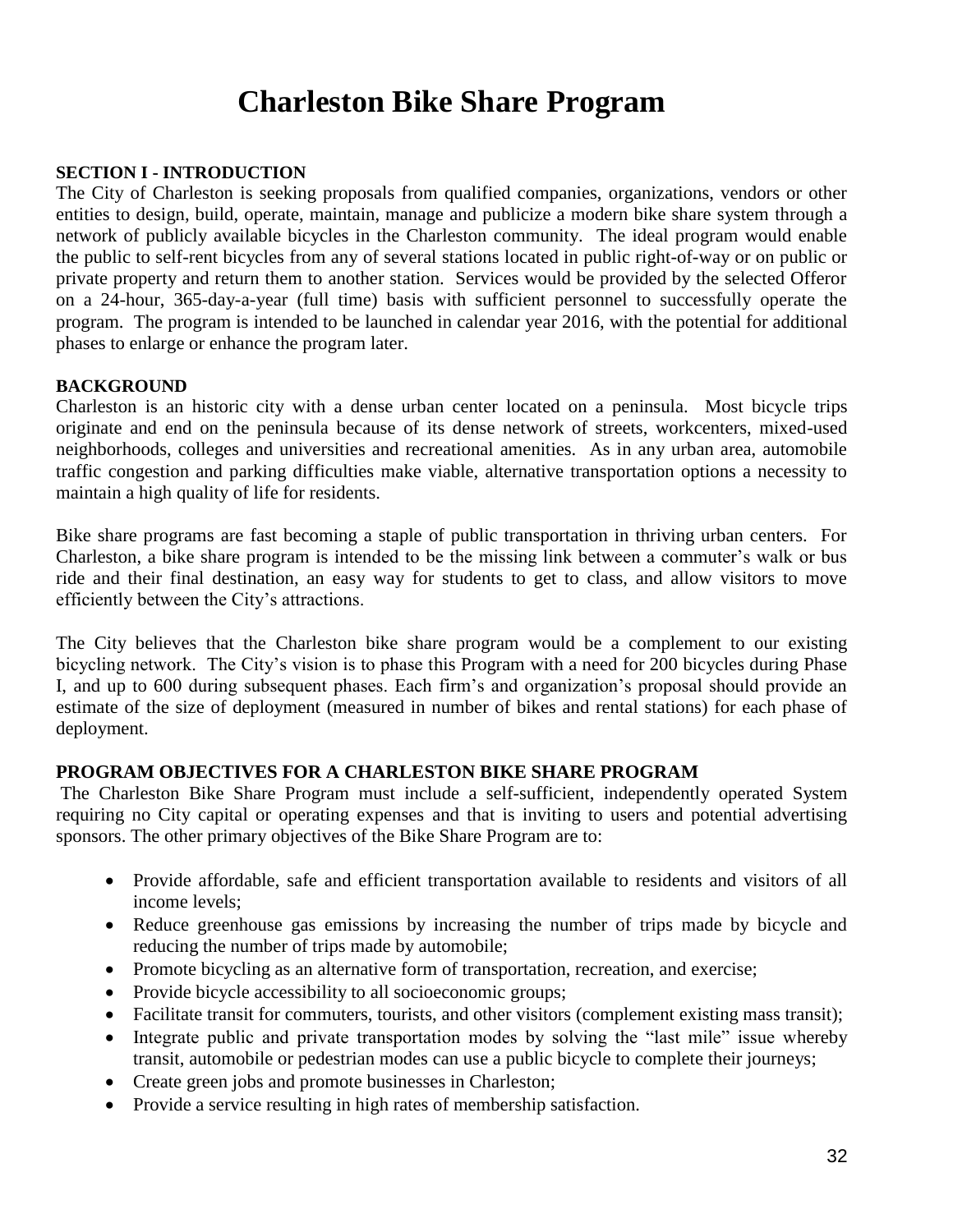# Charleston Bike Share Program

## SECTION I - INTRODUCTION

The City of Charleston is seeking proposals from qualified companies, organizations, vendors or other entities to design, build, operate, maintain, manage and publicize a modern bike share system through a network of publicly available bicycles in the Charleston community. The ideal program would enable the public to self-rent bicycles from any of several stations located in public right-of-way or on public or private property and return them to another station. Services would be provided by the selected Offeror on a 24-hour, 365-day-a-year (full time) basis with sufficient personnel to successfully operate the program. The program is intended to be launched in calendar year 2016, with the potential for additional phases to enlarge or enhance the program later.

## BACKGROUND

Charleston is an historic city with a dense urban center located on a peninsula. Most bicycle trips originate and end on the peninsula because of its dense network of streets, workcenters, mixed-used neighborhoods, colleges and universities and recreational amenities. As in any urban area, automobile traffic congestion and parking difficulties make viable, alternative transportation options a necessity to maintain a high quality of life for residents.

Bike share programs are fast becoming a staple of public transportation in thriving urban centers. For Charleston, a bike share program is intended to be the missing link between a commuter's walk or bus ride and their final destination, an easy way for students to get to class, and allow visitors to move efficiently between the City's attractions.

The City believes that the Charleston bike share program would be a complement to our existing bicycling network. The City's vision is to phase this Program with a need for 200 bicycles during Phase I, and up to 600 during subsequent phases. Each firm's and organization's proposal should provide an estimate of the size of deployment (measured in number of bikes and rental stations) for each phase of deployment.

## PROGRAM OBJECTIVES FOR A CHARLESTON BIKE SHARE PROGRAM

The Charleston Bike Share Program must include a self-sufficient, independently operated System requiring no City capital or operating expenses and that is inviting to users and potential advertising sponsors. The other primary objectives of the Bike Share Program are to:

- Provide affordable, safe and efficient transportation available to residents and visitors of all income levels;
- Reduce greenhouse gas emissions by increasing the number of trips made by bicycle and reducing the number of trips made by automobile;
- Promote bicycling as an alternative form of transportation, recreation, and exercise;
- Provide bicycle accessibility to all socioeconomic groups;
- Facilitate transit for commuters, tourists, and other visitors (complement existing mass transit);
- Integrate public and private transportation modes by solving the "last mile" issue whereby transit, automobile or pedestrian modes can use a public bicycle to complete their journeys;
- Create green jobs and promote businesses in Charleston;
- Provide a service resulting in high rates of membership satisfaction.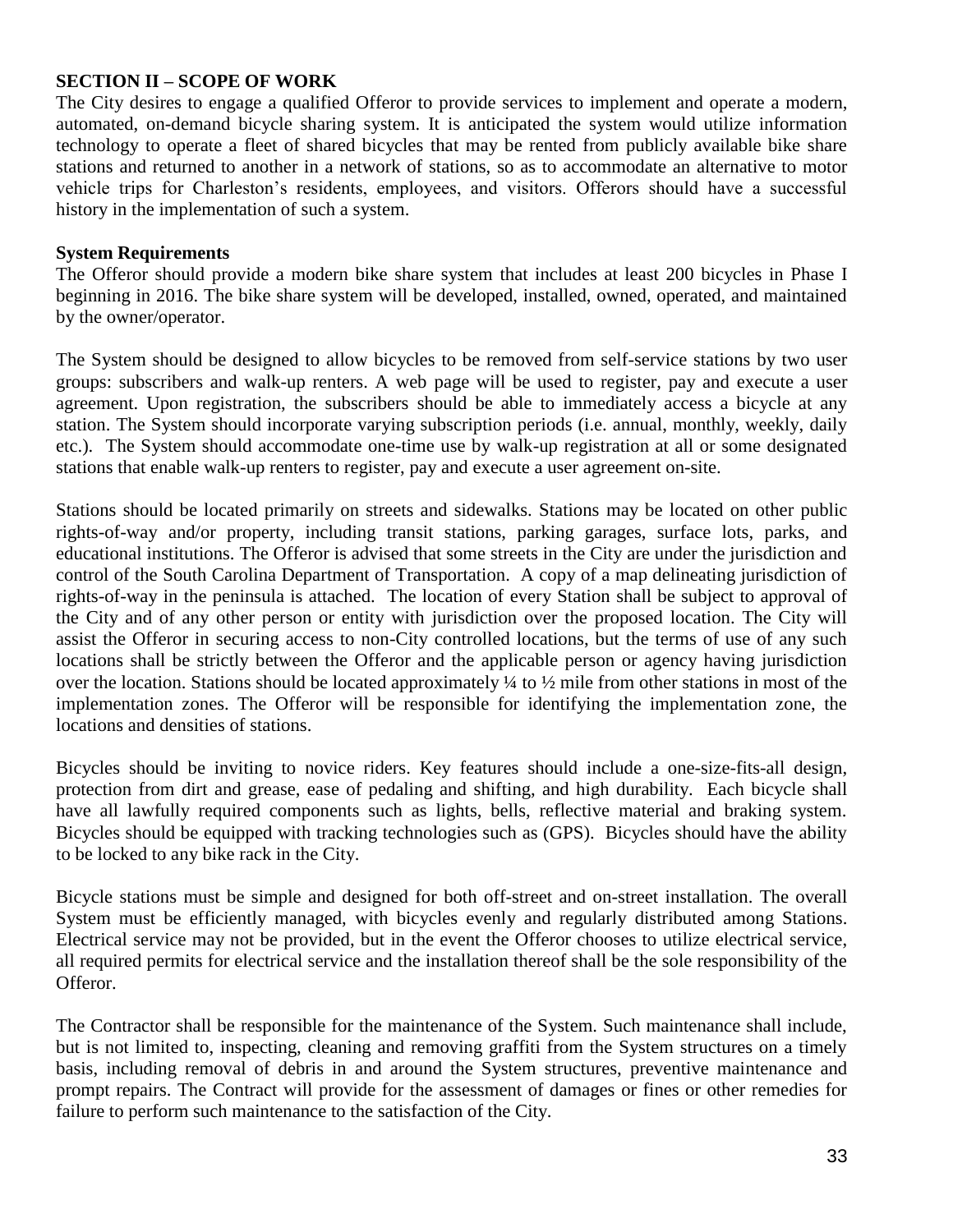## SECTION II – SCOPE OF WORK

The City desires to engage a qualified Offeror to provide services to implement and operate a modern, automated, on-demand bicycle sharing system. It is anticipated the system would utilize information technology to operate a fleet of shared bicycles that may be rented from publicly available bike share stations and returned to another in a network of stations, so as to accommodate an alternative to motor vehicle trips for Charleston's residents, employees, and visitors. Offerors should have a successful history in the implementation of such a system.

### System Requirements

The Offeror should provide a modern bike share system that includes at least 200 bicycles in Phase I beginning in 2016. The bike share system will be developed, installed, owned, operated, and maintained by the owner/operator.

The System should be designed to allow bicycles to be removed from self-service stations by two user groups: subscribers and walk-up renters. A web page will be used to register, pay and execute a user agreement. Upon registration, the subscribers should be able to immediately access a bicycle at any station. The System should incorporate varying subscription periods (i.e. annual, monthly, weekly, daily etc.). The System should accommodate one-time use by walk-up registration at all or some designated stations that enable walk-up renters to register, pay and execute a user agreement on-site.

Stations should be located primarily on streets and sidewalks. Stations may be located on other public rights-of-way and/or property, including transit stations, parking garages, surface lots, parks, and educational institutions. The Offeror is advised that some streets in the City are under the jurisdiction and control of the South Carolina Department of Transportation. A copy of a map delineating jurisdiction of rights-of-way in the peninsula is attached. The location of every Station shall be subject to approval of the City and of any other person or entity with jurisdiction over the proposed location. The City will assist the Offeror in securing access to non-City controlled locations, but the terms of use of any such locations shall be strictly between the Offeror and the applicable person or agency having jurisdiction over the location. Stations should be located approximately ¼ to ½ mile from other stations in most of the implementation zones. The Offeror will be responsible for identifying the implementation zone, the locations and densities of stations.

Bicycles should be inviting to novice riders. Key features should include a one-size-fits-all design, protection from dirt and grease, ease of pedaling and shifting, and high durability. Each bicycle shall have all lawfully required components such as lights, bells, reflective material and braking system. Bicycles should be equipped with tracking technologies such as (GPS). Bicycles should have the ability to be locked to any bike rack in the City.

Bicycle stations must be simple and designed for both off-street and on-street installation. The overall System must be efficiently managed, with bicycles evenly and regularly distributed among Stations. Electrical service may not be provided, but in the event the Offeror chooses to utilize electrical service, all required permits for electrical service and the installation thereof shall be the sole responsibility of the Offeror.

The Contractor shall be responsible for the maintenance of the System. Such maintenance shall include, but is not limited to, inspecting, cleaning and removing graffiti from the System structures on a timely basis, including removal of debris in and around the System structures, preventive maintenance and prompt repairs. The Contract will provide for the assessment of damages or fines or other remedies for failure to perform such maintenance to the satisfaction of the City.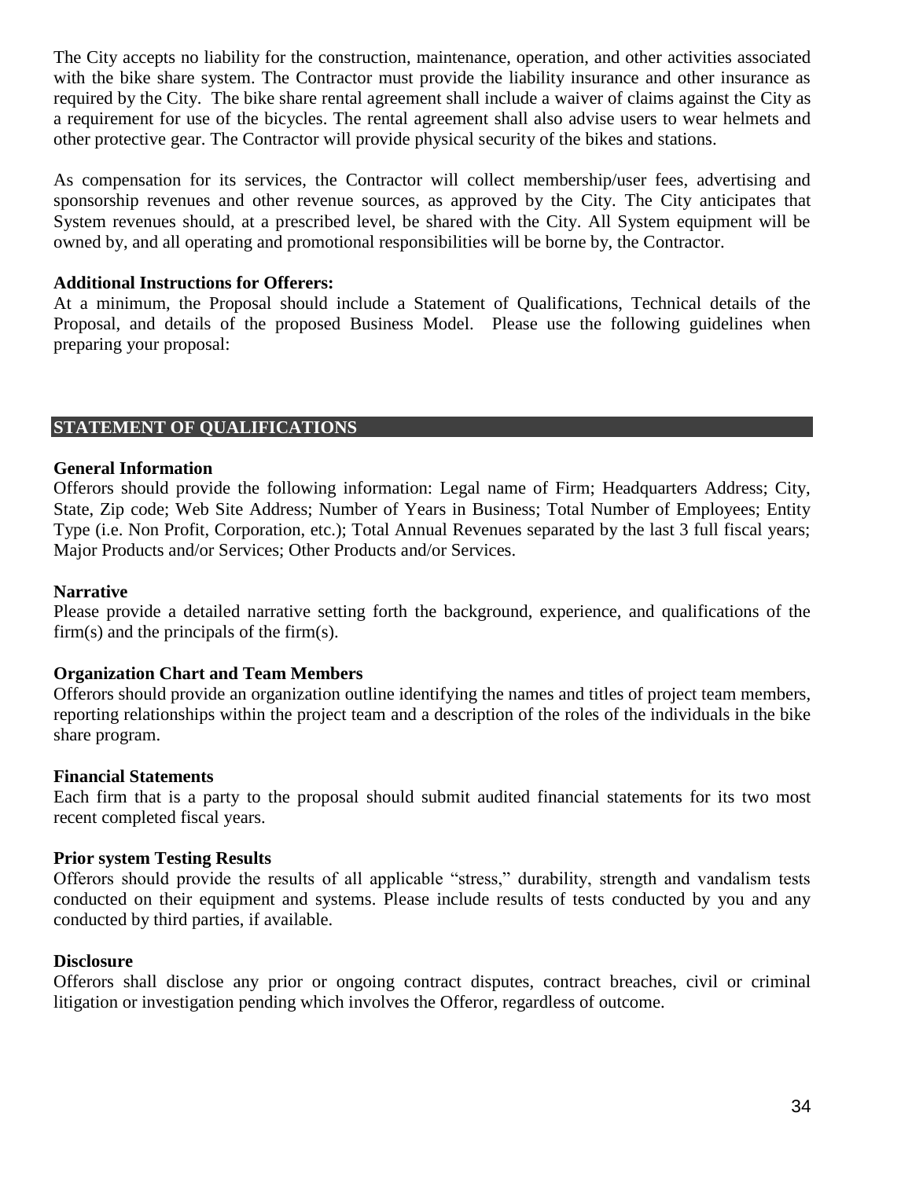The City accepts no liability for the construction, maintenance, operation, and other activities associated with the bike share system. The Contractor must provide the liability insurance and other insurance as required by the City. The bike share rental agreement shall include a waiver of claims against the City as a requirement for use of the bicycles. The rental agreement shall also advise users to wear helmets and other protective gear. The Contractor will provide physical security of the bikes and stations.

As compensation for its services, the Contractor will collect membership/user fees, advertising and sponsorship revenues and other revenue sources, as approved by the City. The City anticipates that System revenues should, at a prescribed level, be shared with the City. All System equipment will be owned by, and all operating and promotional responsibilities will be borne by, the Contractor.

**Additional Instructions for Offerers:**
At a minimum, the Proposal should include a Statement of Qualifications, Technical details of the Proposal, and details of the proposed Business Model. Please use the following guidelines when preparing your proposal:

## STATEMENT OF QUALIFICATIONS

**General Information**
Offerors should provide the following information: Legal name of Firm; Headquarters Address; City, State, Zip code; Web Site Address; Number of Years in Business; Total Number of Employees; Entity Type (i.e. Non Profit, Corporation, etc.); Total Annual Revenues separated by the last 3 full fiscal years; Major Products and/or Services; Other Products and/or Services.

**Narrative**
Please provide a detailed narrative setting forth the background, experience, and qualifications of the firm(s) and the principals of the firm(s).

**Organization Chart and Team Members**
Offerors should provide an organization outline identifying the names and titles of project team members, reporting relationships within the project team and a description of the roles of the individuals in the bike share program.

**Financial Statements**
Each firm that is a party to the proposal should submit audited financial statements for its two most recent completed fiscal years.

**Prior system Testing Results**
Offerors should provide the results of all applicable "stress," durability, strength and vandalism tests conducted on their equipment and systems. Please include results of tests conducted by you and any conducted by third parties, if available.

**Disclosure**
Offerors shall disclose any prior or ongoing contract disputes, contract breaches, civil or criminal litigation or investigation pending which involves the Offeror, regardless of outcome.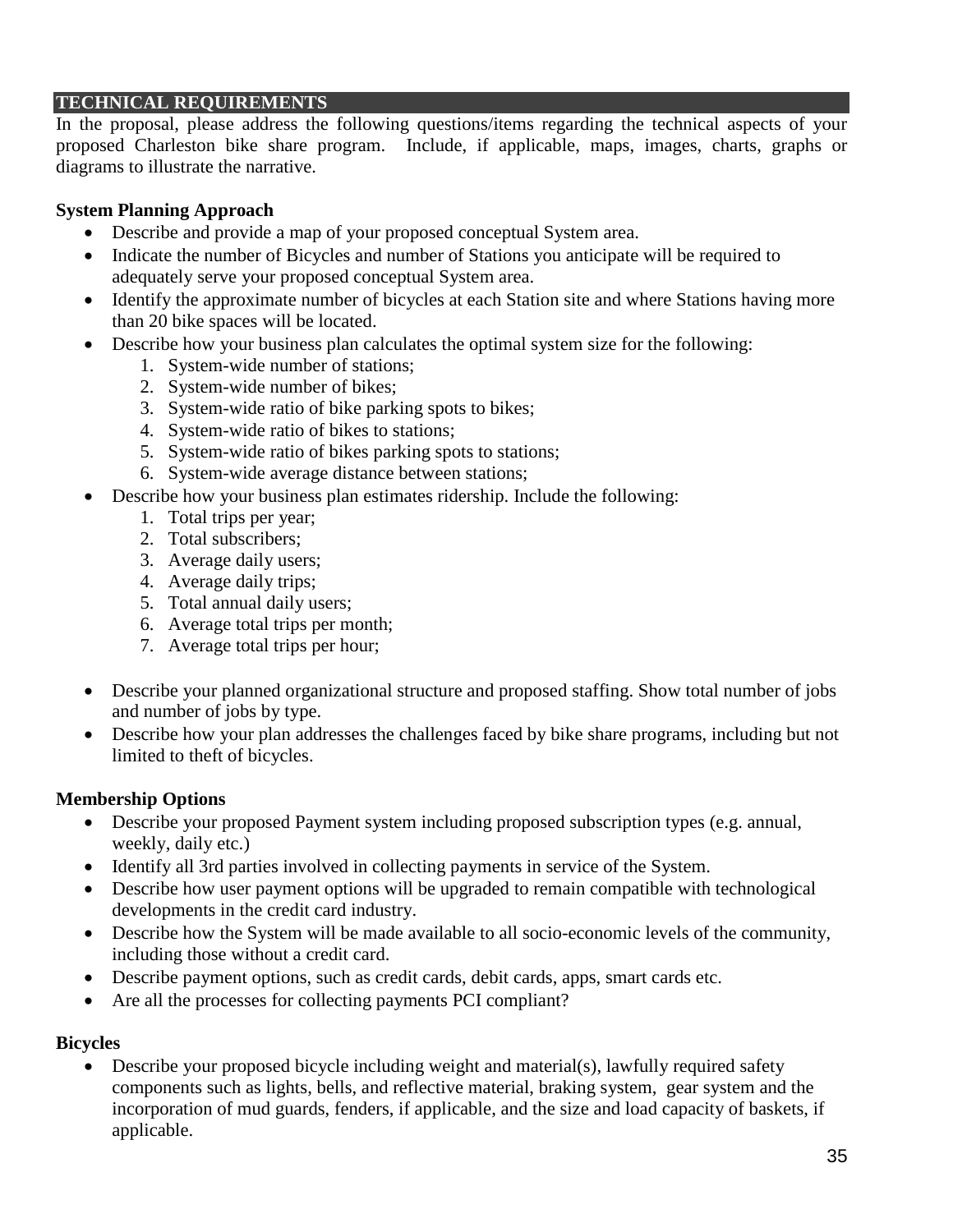## TECHNICAL REQUIREMENTS

In the proposal, please address the following questions/items regarding the technical aspects of your proposed Charleston bike share program. Include, if applicable, maps, images, charts, graphs or diagrams to illustrate the narrative.

**System Planning Approach**

- Describe and provide a map of your proposed conceptual System area.
- Indicate the number of Bicycles and number of Stations you anticipate will be required to adequately serve your proposed conceptual System area.
- Identify the approximate number of bicycles at each Station site and where Stations having more than 20 bike spaces will be located.
- Describe how your business plan calculates the optimal system size for the following:
    1. System-wide number of stations;
    2. System-wide number of bikes;
    3. System-wide ratio of bike parking spots to bikes;
    4. System-wide ratio of bikes to stations;
    5. System-wide ratio of bikes parking spots to stations;
    6. System-wide average distance between stations;
- Describe how your business plan estimates ridership. Include the following:
    1. Total trips per year;
    2. Total subscribers;
    3. Average daily users;
    4. Average daily trips;
    5. Total annual daily users;
    6. Average total trips per month;
    7. Average total trips per hour;

- Describe your planned organizational structure and proposed staffing. Show total number of jobs and number of jobs by type.
- Describe how your plan addresses the challenges faced by bike share programs, including but not limited to theft of bicycles.

**Membership Options**

- Describe your proposed Payment system including proposed subscription types (e.g. annual, weekly, daily etc.)
- Identify all 3rd parties involved in collecting payments in service of the System.
- Describe how user payment options will be upgraded to remain compatible with technological developments in the credit card industry.
- Describe how the System will be made available to all socio-economic levels of the community, including those without a credit card.
- Describe payment options, such as credit cards, debit cards, apps, smart cards etc.
- Are all the processes for collecting payments PCI compliant?

**Bicycles**

- Describe your proposed bicycle including weight and material(s), lawfully required safety components such as lights, bells, and reflective material, braking system, gear system and the incorporation of mud guards, fenders, if applicable, and the size and load capacity of baskets, if applicable.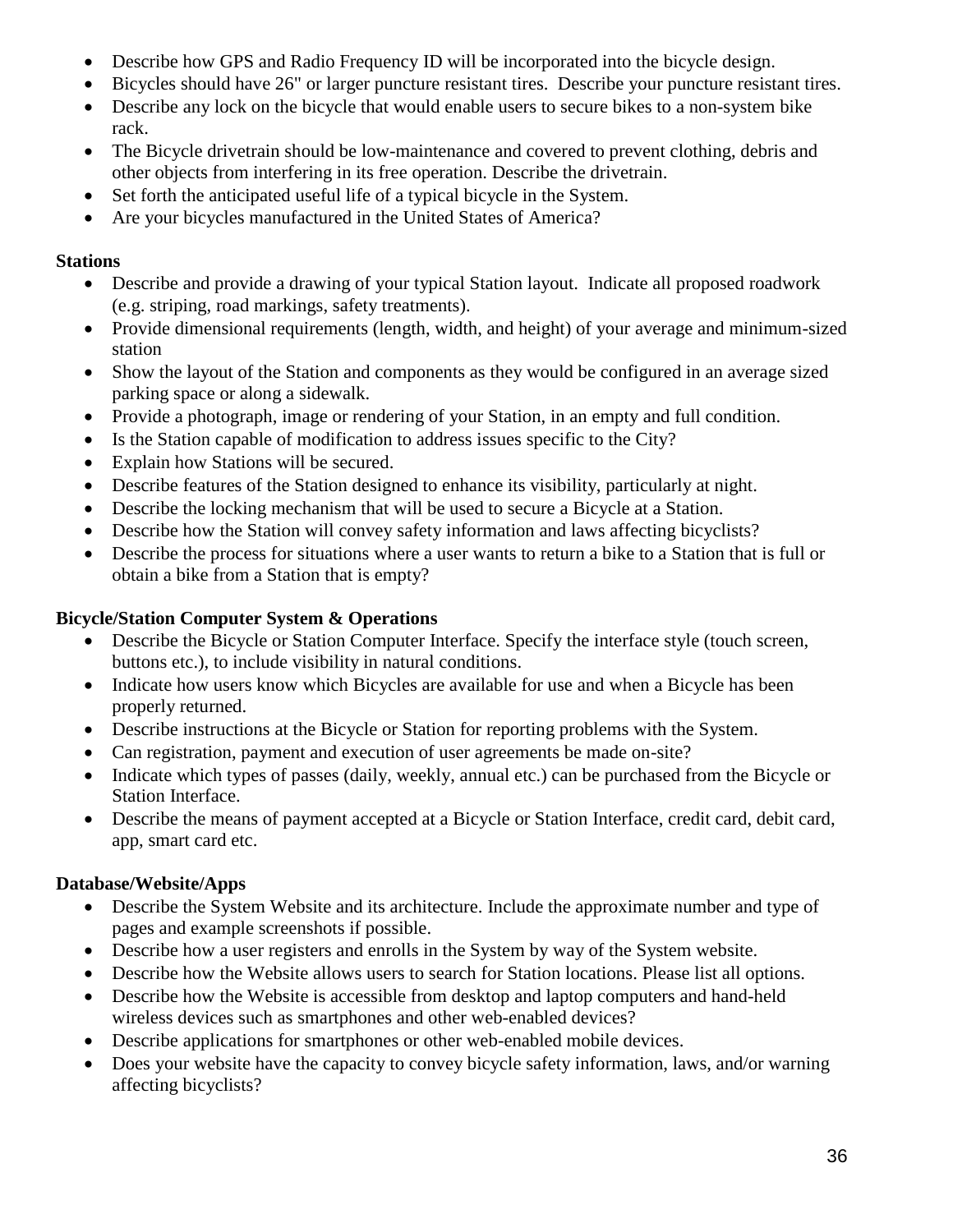- Describe how GPS and Radio Frequency ID will be incorporated into the bicycle design.
- Bicycles should have 26" or larger puncture resistant tires. Describe your puncture resistant tires.
- Describe any lock on the bicycle that would enable users to secure bikes to a non-system bike rack.
- The Bicycle drivetrain should be low-maintenance and covered to prevent clothing, debris and other objects from interfering in its free operation. Describe the drivetrain.
- Set forth the anticipated useful life of a typical bicycle in the System.
- Are your bicycles manufactured in the United States of America?

**Stations**

- Describe and provide a drawing of your typical Station layout. Indicate all proposed roadwork (e.g. striping, road markings, safety treatments).
- Provide dimensional requirements (length, width, and height) of your average and minimum-sized station
- Show the layout of the Station and components as they would be configured in an average sized parking space or along a sidewalk.
- Provide a photograph, image or rendering of your Station, in an empty and full condition.
- Is the Station capable of modification to address issues specific to the City?
- Explain how Stations will be secured.
- Describe features of the Station designed to enhance its visibility, particularly at night.
- Describe the locking mechanism that will be used to secure a Bicycle at a Station.
- Describe how the Station will convey safety information and laws affecting bicyclists?
- Describe the process for situations where a user wants to return a bike to a Station that is full or obtain a bike from a Station that is empty?

**Bicycle/Station Computer System & Operations**

- Describe the Bicycle or Station Computer Interface. Specify the interface style (touch screen, buttons etc.), to include visibility in natural conditions.
- Indicate how users know which Bicycles are available for use and when a Bicycle has been properly returned.
- Describe instructions at the Bicycle or Station for reporting problems with the System.
- Can registration, payment and execution of user agreements be made on-site?
- Indicate which types of passes (daily, weekly, annual etc.) can be purchased from the Bicycle or Station Interface.
- Describe the means of payment accepted at a Bicycle or Station Interface, credit card, debit card, app, smart card etc.

**Database/Website/Apps**

- Describe the System Website and its architecture. Include the approximate number and type of pages and example screenshots if possible.
- Describe how a user registers and enrolls in the System by way of the System website.
- Describe how the Website allows users to search for Station locations. Please list all options.
- Describe how the Website is accessible from desktop and laptop computers and hand-held wireless devices such as smartphones and other web-enabled devices?
- Describe applications for smartphones or other web-enabled mobile devices.
- Does your website have the capacity to convey bicycle safety information, laws, and/or warning affecting bicyclists?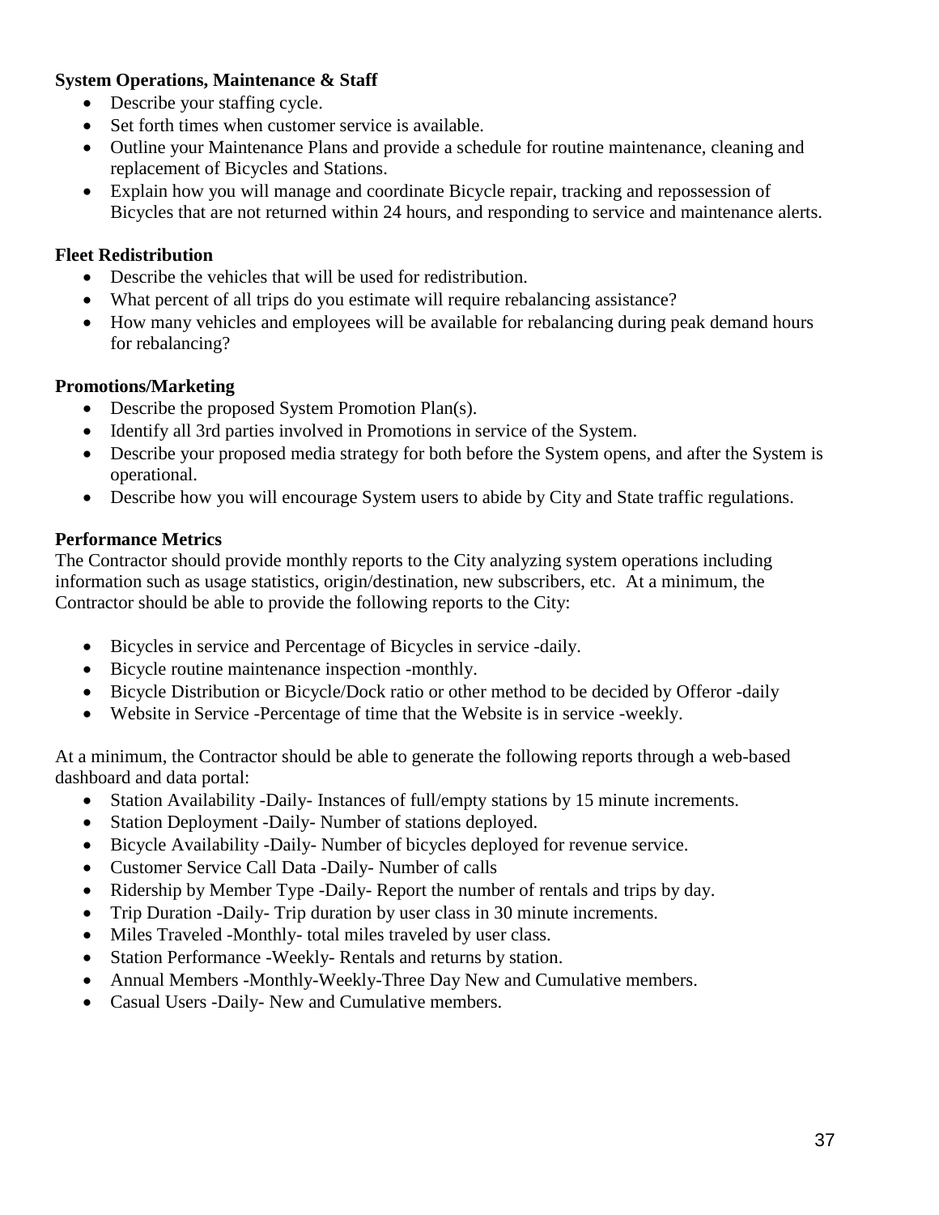**System Operations, Maintenance & Staff**

- Describe your staffing cycle.
- Set forth times when customer service is available.
- Outline your Maintenance Plans and provide a schedule for routine maintenance, cleaning and replacement of Bicycles and Stations.
- Explain how you will manage and coordinate Bicycle repair, tracking and repossession of Bicycles that are not returned within 24 hours, and responding to service and maintenance alerts.

**Fleet Redistribution**

- Describe the vehicles that will be used for redistribution.
- What percent of all trips do you estimate will require rebalancing assistance?
- How many vehicles and employees will be available for rebalancing during peak demand hours for rebalancing?

**Promotions/Marketing**

- Describe the proposed System Promotion Plan(s).
- Identify all 3rd parties involved in Promotions in service of the System.
- Describe your proposed media strategy for both before the System opens, and after the System is operational.
- Describe how you will encourage System users to abide by City and State traffic regulations.

**Performance Metrics**

The Contractor should provide monthly reports to the City analyzing system operations including information such as usage statistics, origin/destination, new subscribers, etc. At a minimum, the Contractor should be able to provide the following reports to the City:

- Bicycles in service and Percentage of Bicycles in service -daily.
- Bicycle routine maintenance inspection -monthly.
- Bicycle Distribution or Bicycle/Dock ratio or other method to be decided by Offeror -daily
- Website in Service -Percentage of time that the Website is in service -weekly.

At a minimum, the Contractor should be able to generate the following reports through a web-based dashboard and data portal:

- Station Availability -Daily- Instances of full/empty stations by 15 minute increments.
- Station Deployment -Daily- Number of stations deployed.
- Bicycle Availability -Daily- Number of bicycles deployed for revenue service.
- Customer Service Call Data -Daily- Number of calls
- Ridership by Member Type -Daily- Report the number of rentals and trips by day.
- Trip Duration -Daily- Trip duration by user class in 30 minute increments.
- Miles Traveled -Monthly- total miles traveled by user class.
- Station Performance -Weekly- Rentals and returns by station.
- Annual Members -Monthly-Weekly-Three Day New and Cumulative members.
- Casual Users -Daily- New and Cumulative members.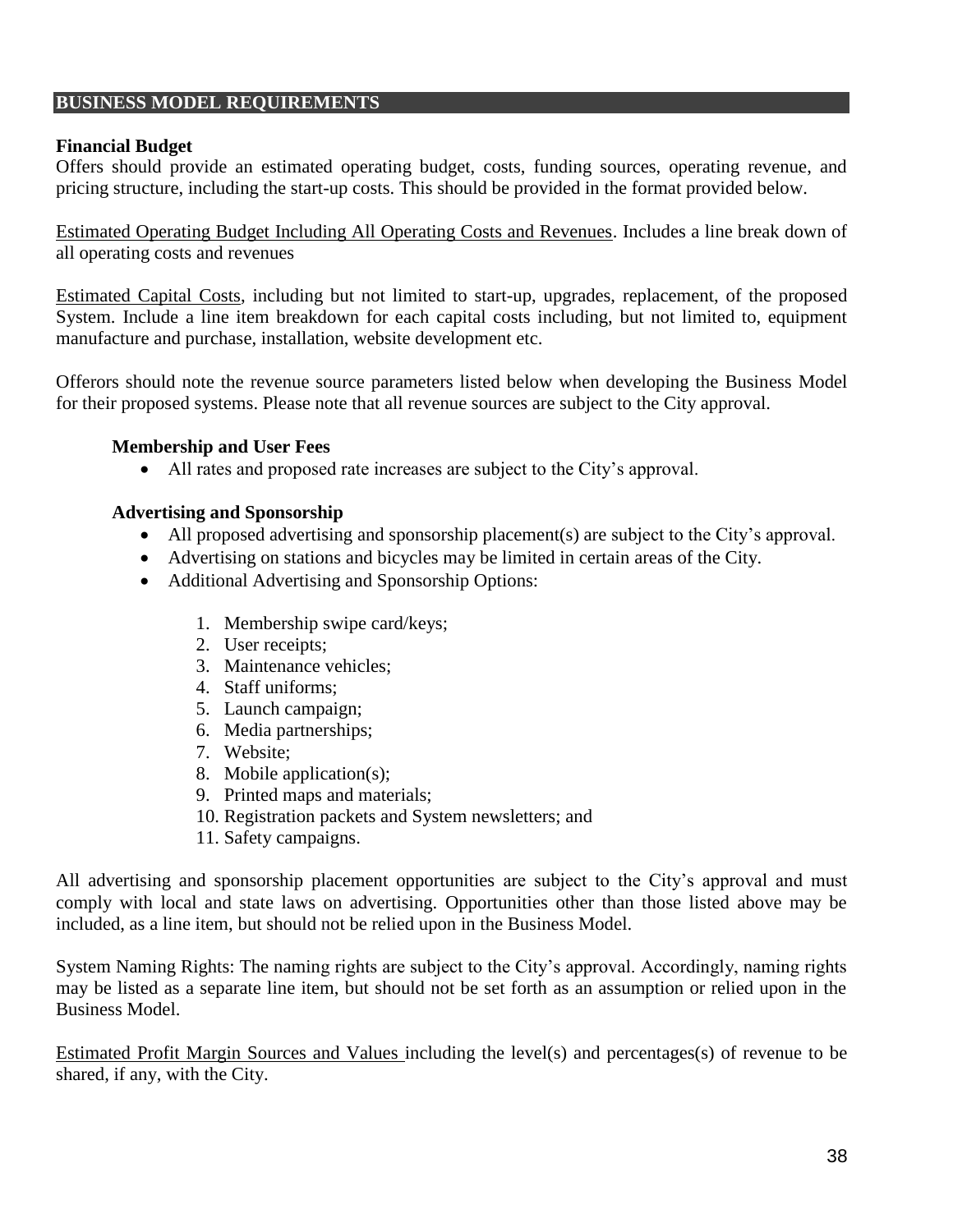## BUSINESS MODEL REQUIREMENTS

### Financial Budget

Offers should provide an estimated operating budget, costs, funding sources, operating revenue, and pricing structure, including the start-up costs. This should be provided in the format provided below.

<u>Estimated Operating Budget Including All Operating Costs and Revenues</u>. Includes a line break down of all operating costs and revenues

<u>Estimated Capital Costs</u>, including but not limited to start-up, upgrades, replacement, of the proposed System. Include a line item breakdown for each capital costs including, but not limited to, equipment manufacture and purchase, installation, website development etc.

Offerors should note the revenue source parameters listed below when developing the Business Model for their proposed systems. Please note that all revenue sources are subject to the City approval.

**Membership and User Fees**

- All rates and proposed rate increases are subject to the City's approval.

**Advertising and Sponsorship**

- All proposed advertising and sponsorship placement(s) are subject to the City's approval.
- Advertising on stations and bicycles may be limited in certain areas of the City.
- Additional Advertising and Sponsorship Options:

    1. Membership swipe card/keys;
    2. User receipts;
    3. Maintenance vehicles;
    4. Staff uniforms;
    5. Launch campaign;
    6. Media partnerships;
    7. Website;
    8. Mobile application(s);
    9. Printed maps and materials;
    10. Registration packets and System newsletters; and
    11. Safety campaigns.

All advertising and sponsorship placement opportunities are subject to the City's approval and must comply with local and state laws on advertising. Opportunities other than those listed above may be included, as a line item, but should not be relied upon in the Business Model.

System Naming Rights: The naming rights are subject to the City's approval. Accordingly, naming rights may be listed as a separate line item, but should not be set forth as an assumption or relied upon in the Business Model.

<u>Estimated Profit Margin Sources and Values</u> including the level(s) and percentages(s) of revenue to be shared, if any, with the City.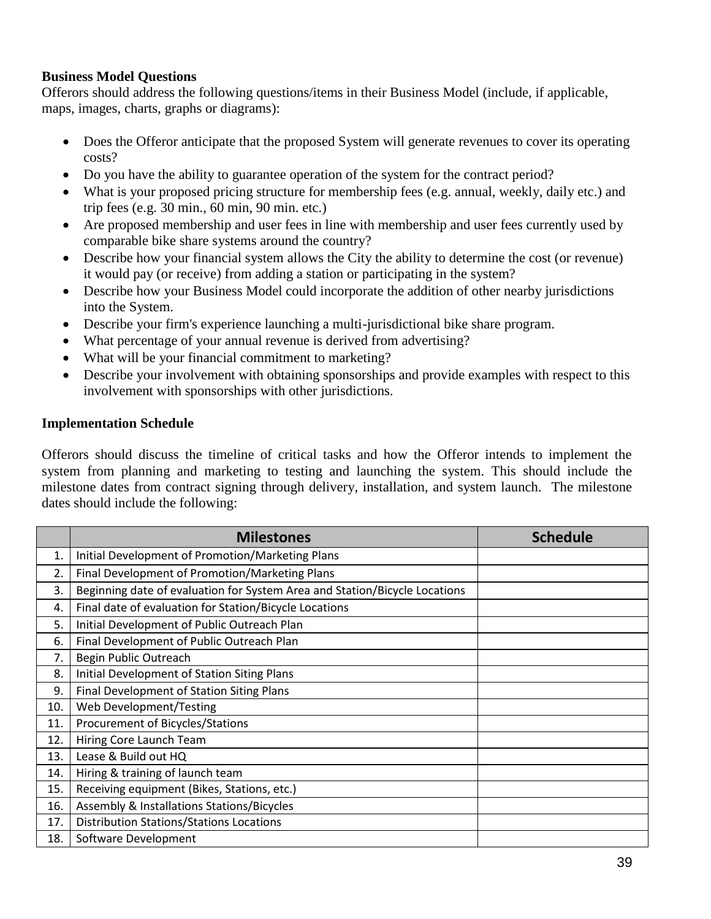**Business Model Questions**

Offerors should address the following questions/items in their Business Model (include, if applicable, maps, images, charts, graphs or diagrams):

- Does the Offeror anticipate that the proposed System will generate revenues to cover its operating costs?
- Do you have the ability to guarantee operation of the system for the contract period?
- What is your proposed pricing structure for membership fees (e.g. annual, weekly, daily etc.) and trip fees (e.g. 30 min., 60 min, 90 min. etc.)
- Are proposed membership and user fees in line with membership and user fees currently used by comparable bike share systems around the country?
- Describe how your financial system allows the City the ability to determine the cost (or revenue) it would pay (or receive) from adding a station or participating in the system?
- Describe how your Business Model could incorporate the addition of other nearby jurisdictions into the System.
- Describe your firm's experience launching a multi-jurisdictional bike share program.
- What percentage of your annual revenue is derived from advertising?
- What will be your financial commitment to marketing?
- Describe your involvement with obtaining sponsorships and provide examples with respect to this involvement with sponsorships with other jurisdictions.

**Implementation Schedule**

Offerors should discuss the timeline of critical tasks and how the Offeror intends to implement the system from planning and marketing to testing and launching the system. This should include the milestone dates from contract signing through delivery, installation, and system launch. The milestone dates should include the following:

| | Milestones | Schedule |
|---|---|---|
| 1. | Initial Development of Promotion/Marketing Plans | |
| 2. | Final Development of Promotion/Marketing Plans | |
| 3. | Beginning date of evaluation for System Area and Station/Bicycle Locations | |
| 4. | Final date of evaluation for Station/Bicycle Locations | |
| 5. | Initial Development of Public Outreach Plan | |
| 6. | Final Development of Public Outreach Plan | |
| 7. | Begin Public Outreach | |
| 8. | Initial Development of Station Siting Plans | |
| 9. | Final Development of Station Siting Plans | |
| 10. | Web Development/Testing | |
| 11. | Procurement of Bicycles/Stations | |
| 12. | Hiring Core Launch Team | |
| 13. | Lease & Build out HQ | |
| 14. | Hiring & training of launch team | |
| 15. | Receiving equipment (Bikes, Stations, etc.) | |
| 16. | Assembly & Installations Stations/Bicycles | |
| 17. | Distribution Stations/Stations Locations | |
| 18. | Software Development | |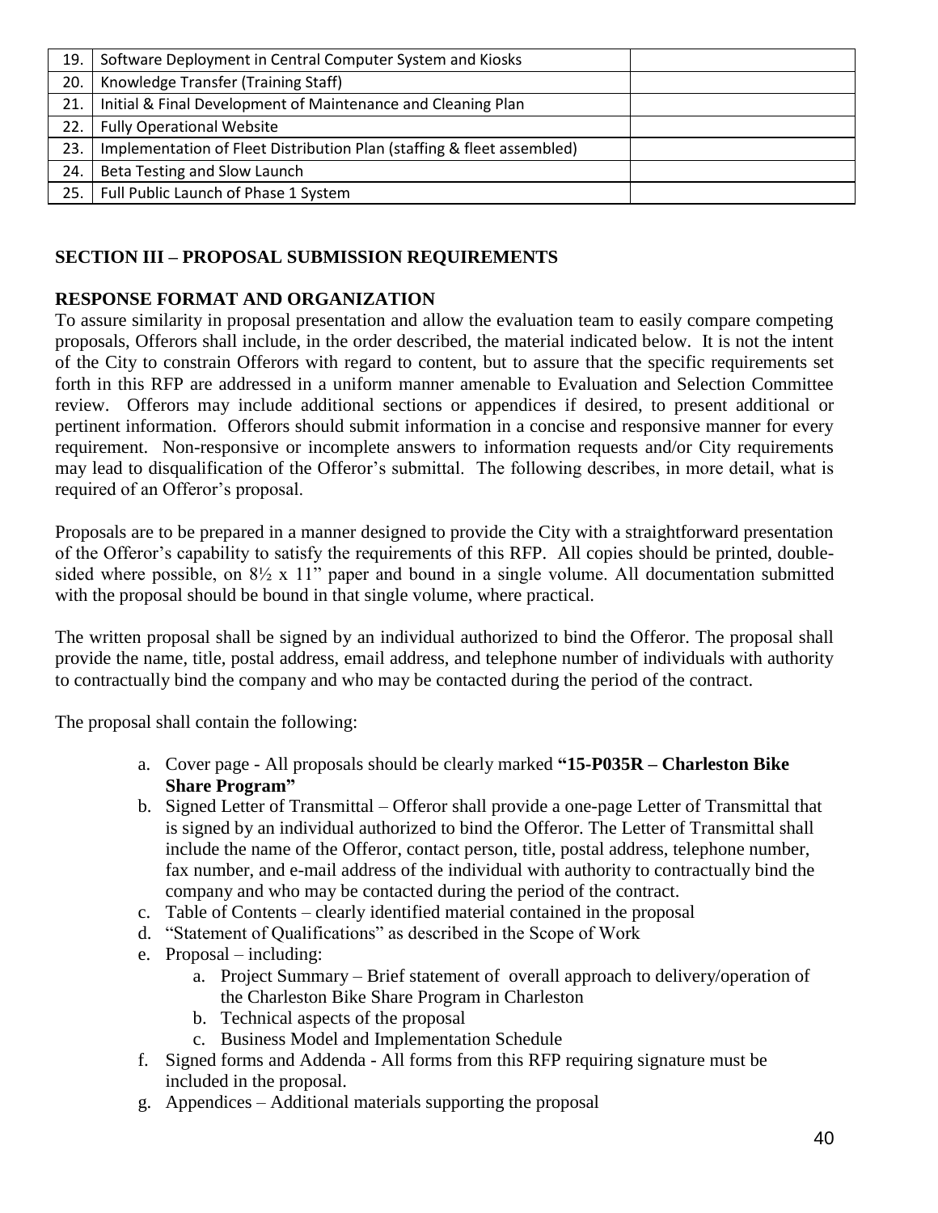| 19. | Software Deployment in Central Computer System and Kiosks | |
|---|---|---|
| 20. | Knowledge Transfer (Training Staff) | |
| 21. | Initial & Final Development of Maintenance and Cleaning Plan | |
| 22. | Fully Operational Website | |
| 23. | Implementation of Fleet Distribution Plan (staffing & fleet assembled) | |
| 24. | Beta Testing and Slow Launch | |
| 25. | Full Public Launch of Phase 1 System | |

## SECTION III – PROPOSAL SUBMISSION REQUIREMENTS

### RESPONSE FORMAT AND ORGANIZATION

To assure similarity in proposal presentation and allow the evaluation team to easily compare competing proposals, Offerors shall include, in the order described, the material indicated below. It is not the intent of the City to constrain Offerors with regard to content, but to assure that the specific requirements set forth in this RFP are addressed in a uniform manner amenable to Evaluation and Selection Committee review. Offerors may include additional sections or appendices if desired, to present additional or pertinent information. Offerors should submit information in a concise and responsive manner for every requirement. Non-responsive or incomplete answers to information requests and/or City requirements may lead to disqualification of the Offeror's submittal. The following describes, in more detail, what is required of an Offeror's proposal.

Proposals are to be prepared in a manner designed to provide the City with a straightforward presentation of the Offeror's capability to satisfy the requirements of this RFP. All copies should be printed, double-sided where possible, on 8½ x 11" paper and bound in a single volume. All documentation submitted with the proposal should be bound in that single volume, where practical.

The written proposal shall be signed by an individual authorized to bind the Offeror. The proposal shall provide the name, title, postal address, email address, and telephone number of individuals with authority to contractually bind the company and who may be contacted during the period of the contract.

The proposal shall contain the following:

a. Cover page - All proposals should be clearly marked **"15-P035R – Charleston Bike Share Program"**
b. Signed Letter of Transmittal – Offeror shall provide a one-page Letter of Transmittal that is signed by an individual authorized to bind the Offeror. The Letter of Transmittal shall include the name of the Offeror, contact person, title, postal address, telephone number, fax number, and e-mail address of the individual with authority to contractually bind the company and who may be contacted during the period of the contract.
c. Table of Contents – clearly identified material contained in the proposal
d. "Statement of Qualifications" as described in the Scope of Work
e. Proposal – including:
    a. Project Summary – Brief statement of overall approach to delivery/operation of the Charleston Bike Share Program in Charleston
    b. Technical aspects of the proposal
    c. Business Model and Implementation Schedule
f. Signed forms and Addenda - All forms from this RFP requiring signature must be included in the proposal.
g. Appendices – Additional materials supporting the proposal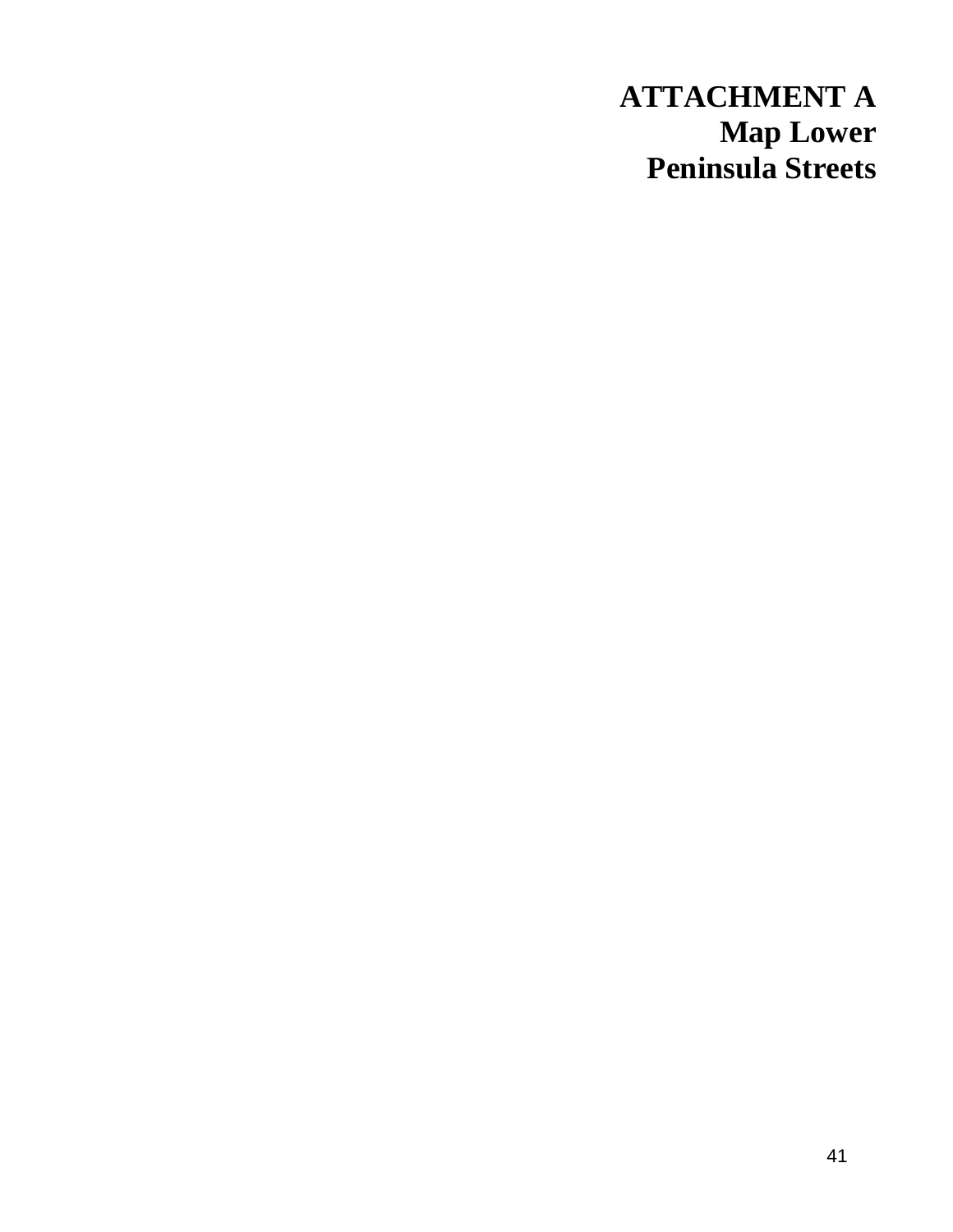# ATTACHMENT A
## Map Lower Peninsula Streets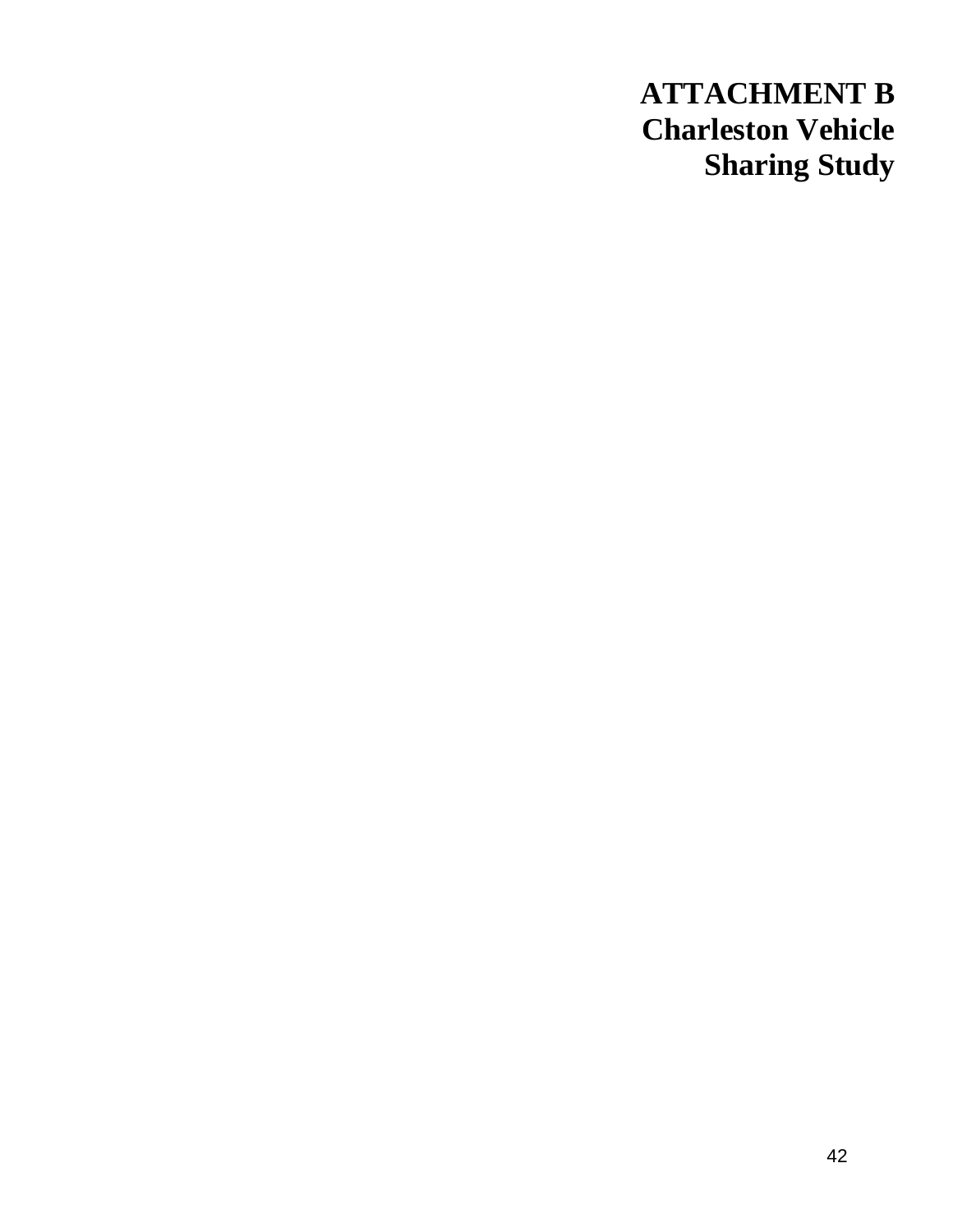# ATTACHMENT B
# Charleston Vehicle Sharing Study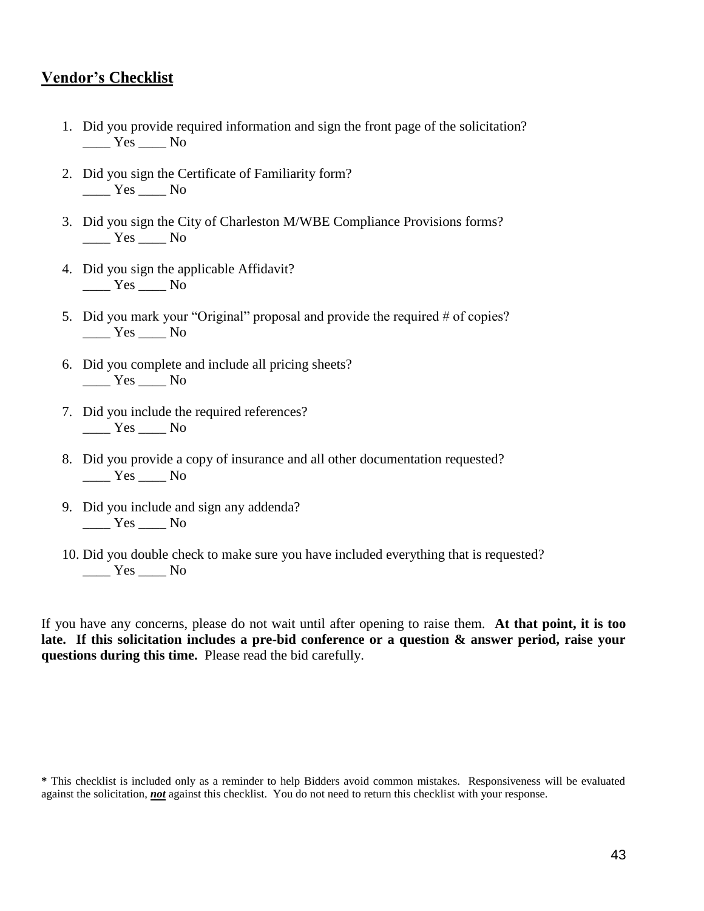## Vendor's Checklist

1. Did you provide required information and sign the front page of the solicitation?
   ____ Yes ____ No

2. Did you sign the Certificate of Familiarity form?
   ____ Yes ____ No

3. Did you sign the City of Charleston M/WBE Compliance Provisions forms?
   ____ Yes ____ No

4. Did you sign the applicable Affidavit?
   ____ Yes ____ No

5. Did you mark your "Original" proposal and provide the required # of copies?
   ____ Yes ____ No

6. Did you complete and include all pricing sheets?
   ____ Yes ____ No

7. Did you include the required references?
   ____ Yes ____ No

8. Did you provide a copy of insurance and all other documentation requested?
   ____ Yes ____ No

9. Did you include and sign any addenda?
   ____ Yes ____ No

10. Did you double check to make sure you have included everything that is requested?
    ____ Yes ____ No

If you have any concerns, please do not wait until after opening to raise them. **At that point, it is too late. If this solicitation includes a pre-bid conference or a question & answer period, raise your questions during this time.** Please read the bid carefully.

**\*** This checklist is included only as a reminder to help Bidders avoid common mistakes. Responsiveness will be evaluated against the solicitation, ***not*** against this checklist. You do not need to return this checklist with your response.